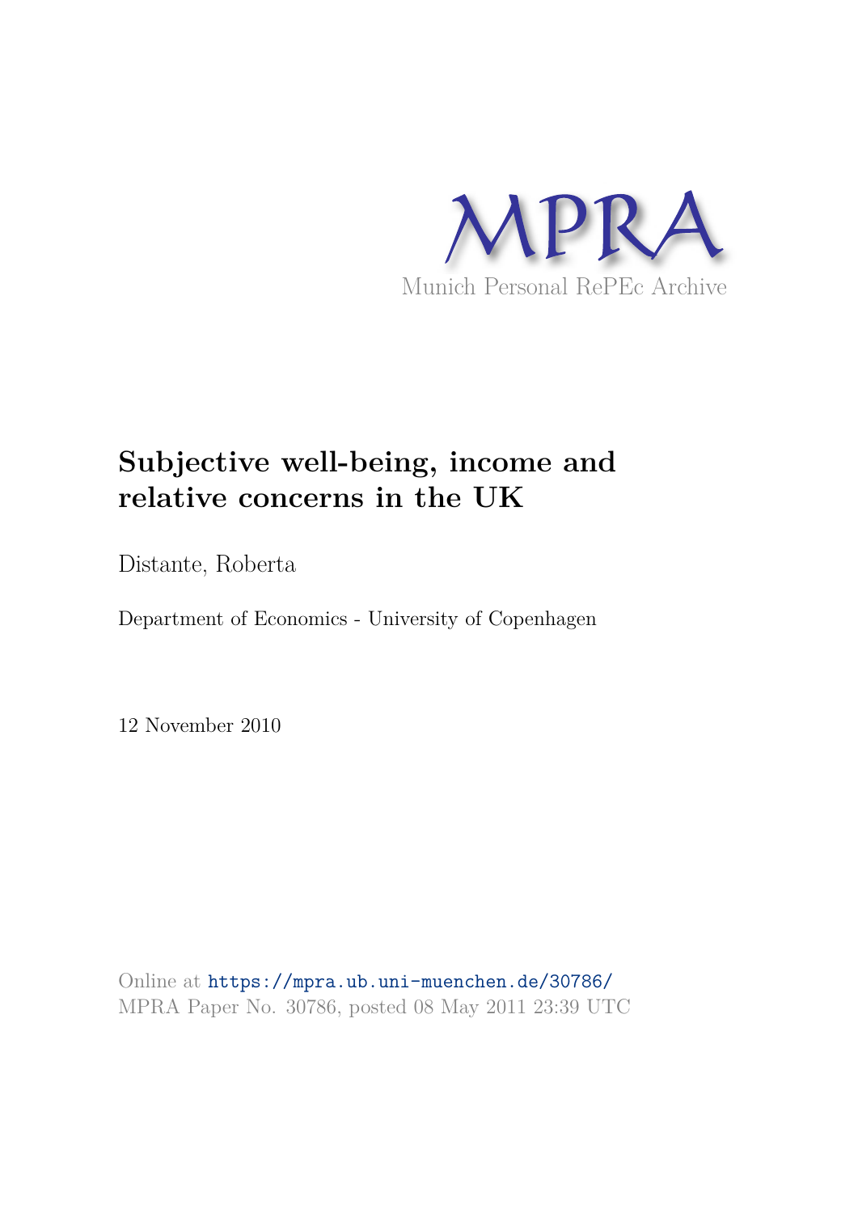MPRA

Munich Personal RePEc Archive

# Subjective well-being, income and relative concerns in the UK

Distante, Roberta

Department of Economics - University of Copenhagen

12 November 2010

Online at https://mpra.ub.uni-muenchen.de/30786/
MPRA Paper No. 30786, posted 08 May 2011 23:39 UTC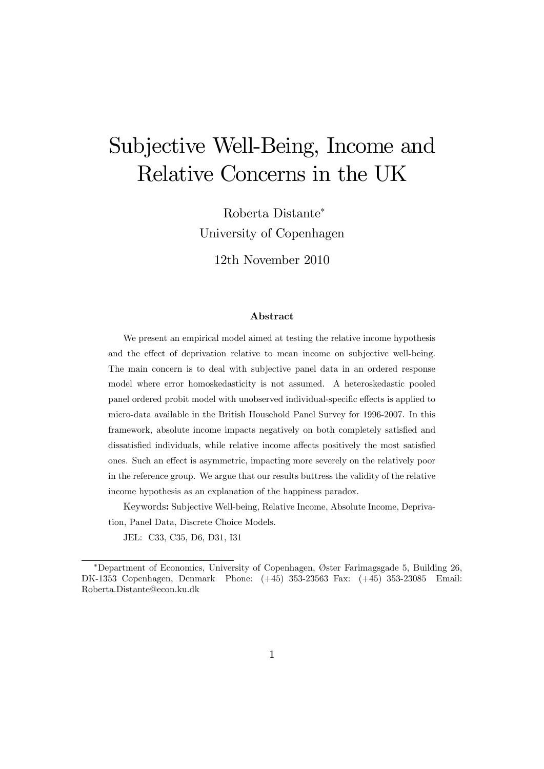# Subjective Well-Being, Income and Relative Concerns in the UK

Roberta Distante[*]

University of Copenhagen

12th November 2010

### Abstract

We present an empirical model aimed at testing the relative income hypothesis and the effect of deprivation relative to mean income on subjective well-being. The main concern is to deal with subjective panel data in an ordered response model where error homoskedasticity is not assumed. A heteroskedastic pooled panel ordered probit model with unobserved individual-specific effects is applied to micro-data available in the British Household Panel Survey for 1996-2007. In this framework, absolute income impacts negatively on both completely satisfied and dissatisfied individuals, while relative income affects positively the most satisfied ones. Such an effect is asymmetric, impacting more severely on the relatively poor in the reference group. We argue that our results buttress the validity of the relative income hypothesis as an explanation of the happiness paradox.

Keywords**:** Subjective Well-being, Relative Income, Absolute Income, Deprivation, Panel Data, Discrete Choice Models.

JEL: C33, C35, D6, D31, I31

---

[*] Department of Economics, University of Copenhagen, Øster Farimagsgade 5, Building 26, DK-1353 Copenhagen, Denmark Phone: (+45) 353-23563 Fax: (+45) 353-23085 Email: Roberta.Distante@econ.ku.dk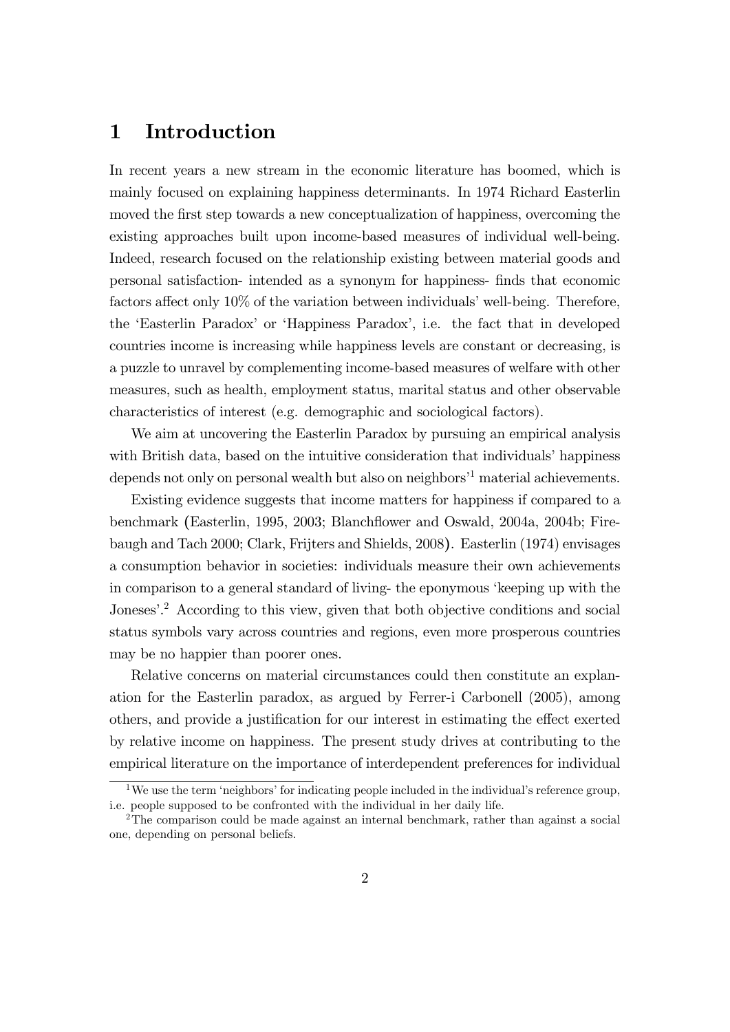# 1 Introduction

In recent years a new stream in the economic literature has boomed, which is mainly focused on explaining happiness determinants. In 1974 Richard Easterlin moved the first step towards a new conceptualization of happiness, overcoming the existing approaches built upon income-based measures of individual well-being. Indeed, research focused on the relationship existing between material goods and personal satisfaction- intended as a synonym for happiness- finds that economic factors affect only 10% of the variation between individuals' well-being. Therefore, the 'Easterlin Paradox' or 'Happiness Paradox', i.e. the fact that in developed countries income is increasing while happiness levels are constant or decreasing, is a puzzle to unravel by complementing income-based measures of welfare with other measures, such as health, employment status, marital status and other observable characteristics of interest (e.g. demographic and sociological factors).

We aim at uncovering the Easterlin Paradox by pursuing an empirical analysis with British data, based on the intuitive consideration that individuals' happiness depends not only on personal wealth but also on neighbors'[1] material achievements.

Existing evidence suggests that income matters for happiness if compared to a benchmark (Easterlin, 1995, 2003; Blanchflower and Oswald, 2004a, 2004b; Firebaugh and Tach 2000; Clark, Frijters and Shields, 2008). Easterlin (1974) envisages a consumption behavior in societies: individuals measure their own achievements in comparison to a general standard of living- the eponymous 'keeping up with the Joneses'.[2] According to this view, given that both objective conditions and social status symbols vary across countries and regions, even more prosperous countries may be no happier than poorer ones.

Relative concerns on material circumstances could then constitute an explanation for the Easterlin paradox, as argued by Ferrer-i Carbonell (2005), among others, and provide a justification for our interest in estimating the effect exerted by relative income on happiness. The present study drives at contributing to the empirical literature on the importance of interdependent preferences for individual

[1] We use the term 'neighbors' for indicating people included in the individual's reference group, i.e. people supposed to be confronted with the individual in her daily life.

[2] The comparison could be made against an internal benchmark, rather than against a social one, depending on personal beliefs.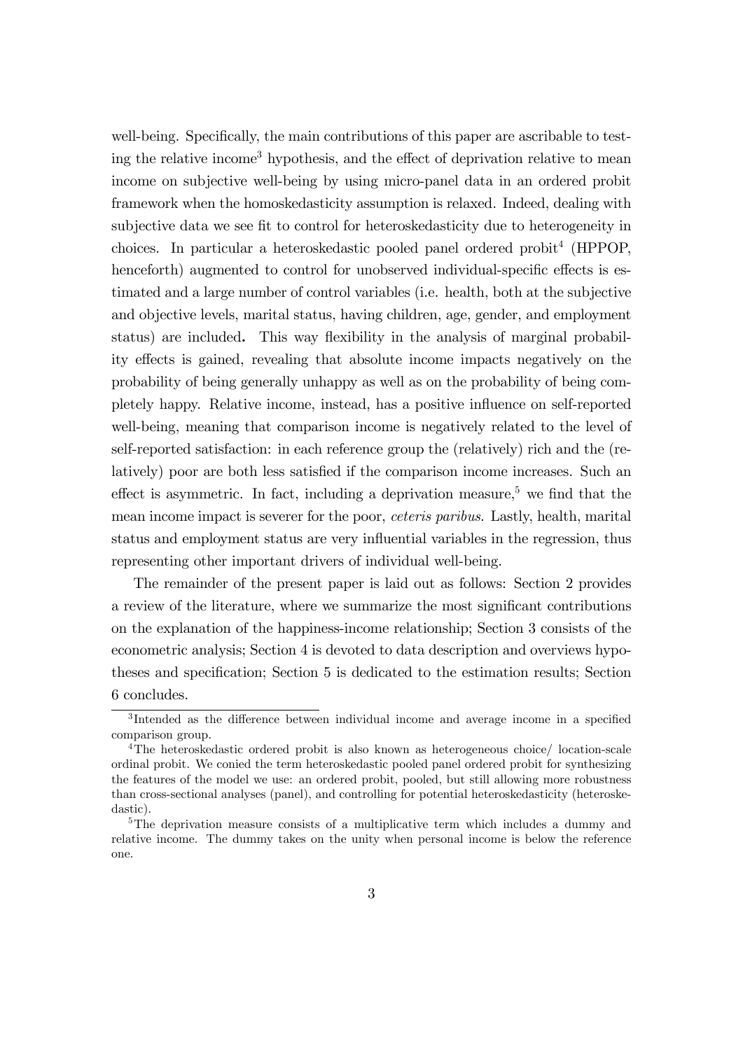well-being. Specifically, the main contributions of this paper are ascribable to testing the relative income[3] hypothesis, and the effect of deprivation relative to mean income on subjective well-being by using micro-panel data in an ordered probit framework when the homoskedasticity assumption is relaxed. Indeed, dealing with subjective data we see fit to control for heteroskedasticity due to heterogeneity in choices. In particular a heteroskedastic pooled panel ordered probit[4] (HPPOP, henceforth) augmented to control for unobserved individual-specific effects is estimated and a large number of control variables (i.e. health, both at the subjective and objective levels, marital status, having children, age, gender, and employment status) are included**.** This way flexibility in the analysis of marginal probability effects is gained, revealing that absolute income impacts negatively on the probability of being generally unhappy as well as on the probability of being completely happy. Relative income, instead, has a positive influence on self-reported well-being, meaning that comparison income is negatively related to the level of self-reported satisfaction: in each reference group the (relatively) rich and the (relatively) poor are both less satisfied if the comparison income increases. Such an effect is asymmetric. In fact, including a deprivation measure,[5] we find that the mean income impact is severer for the poor, *ceteris paribus*. Lastly, health, marital status and employment status are very influential variables in the regression, thus representing other important drivers of individual well-being.

The remainder of the present paper is laid out as follows: Section 2 provides a review of the literature, where we summarize the most significant contributions on the explanation of the happiness-income relationship; Section 3 consists of the econometric analysis; Section 4 is devoted to data description and overviews hypotheses and specification; Section 5 is dedicated to the estimation results; Section 6 concludes.

---

[3] Intended as the difference between individual income and average income in a specified comparison group.

[4] The heteroskedastic ordered probit is also known as heterogeneous choice/ location-scale ordinal probit. We conied the term heteroskedastic pooled panel ordered probit for synthesizing the features of the model we use: an ordered probit, pooled, but still allowing more robustness than cross-sectional analyses (panel), and controlling for potential heteroskedasticity (heteroskedastic).

[5] The deprivation measure consists of a multiplicative term which includes a dummy and relative income. The dummy takes on the unity when personal income is below the reference one.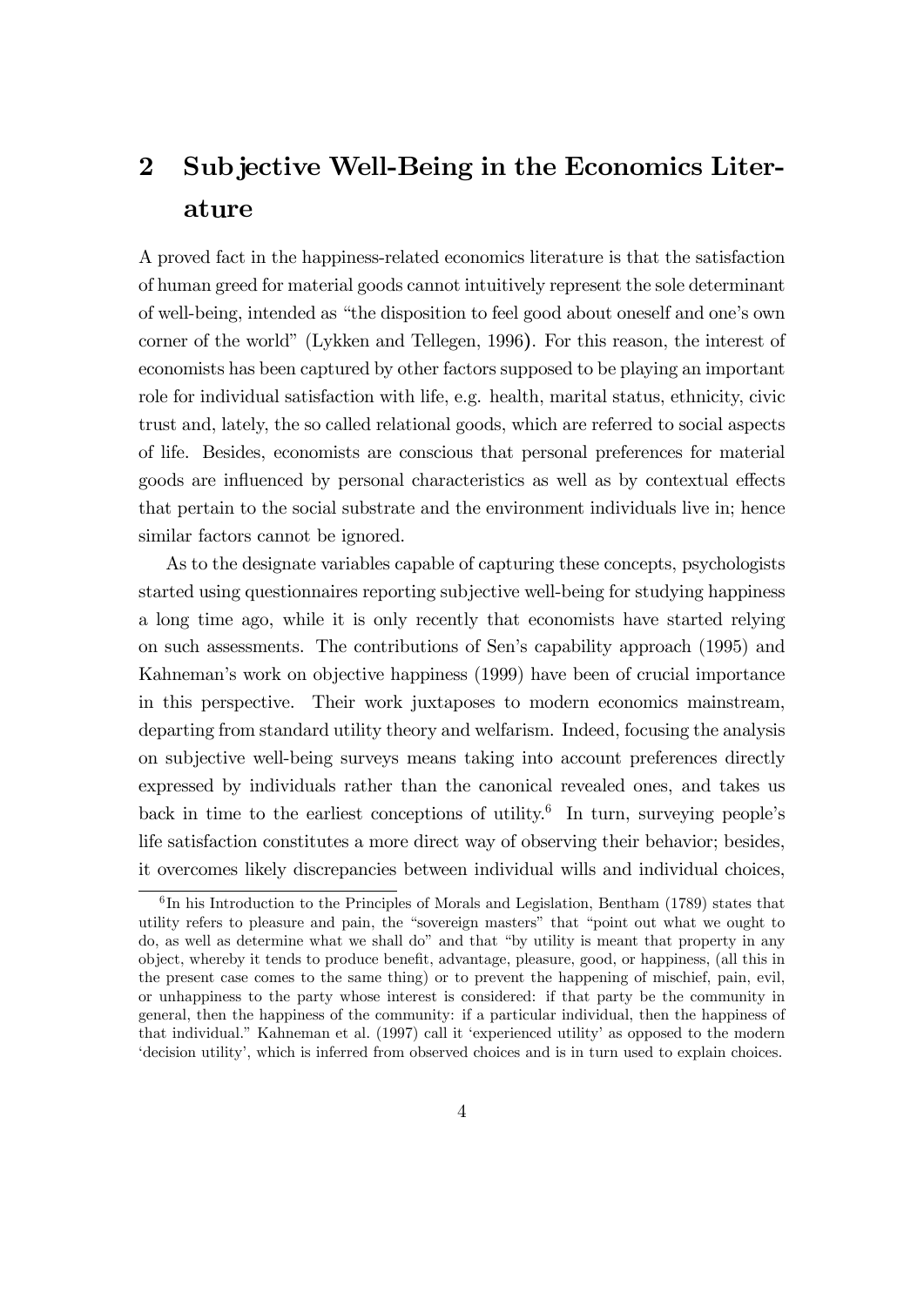## 2 Subjective Well-Being in the Economics Literature

A proved fact in the happiness-related economics literature is that the satisfaction of human greed for material goods cannot intuitively represent the sole determinant of well-being, intended as "the disposition to feel good about oneself and one's own corner of the world" (Lykken and Tellegen, 1996). For this reason, the interest of economists has been captured by other factors supposed to be playing an important role for individual satisfaction with life, e.g. health, marital status, ethnicity, civic trust and, lately, the so called relational goods, which are referred to social aspects of life. Besides, economists are conscious that personal preferences for material goods are influenced by personal characteristics as well as by contextual effects that pertain to the social substrate and the environment individuals live in; hence similar factors cannot be ignored.

As to the designate variables capable of capturing these concepts, psychologists started using questionnaires reporting subjective well-being for studying happiness a long time ago, while it is only recently that economists have started relying on such assessments. The contributions of Sen's capability approach (1995) and Kahneman's work on objective happiness (1999) have been of crucial importance in this perspective. Their work juxtaposes to modern economics mainstream, departing from standard utility theory and welfarism. Indeed, focusing the analysis on subjective well-being surveys means taking into account preferences directly expressed by individuals rather than the canonical revealed ones, and takes us back in time to the earliest conceptions of utility.[6] In turn, surveying people's life satisfaction constitutes a more direct way of observing their behavior; besides, it overcomes likely discrepancies between individual wills and individual choices,

[6] In his Introduction to the Principles of Morals and Legislation, Bentham (1789) states that utility refers to pleasure and pain, the "sovereign masters" that "point out what we ought to do, as well as determine what we shall do" and that "by utility is meant that property in any object, whereby it tends to produce benefit, advantage, pleasure, good, or happiness, (all this in the present case comes to the same thing) or to prevent the happening of mischief, pain, evil, or unhappiness to the party whose interest is considered: if that party be the community in general, then the happiness of the community: if a particular individual, then the happiness of that individual." Kahneman et al. (1997) call it 'experienced utility' as opposed to the modern 'decision utility', which is inferred from observed choices and is in turn used to explain choices.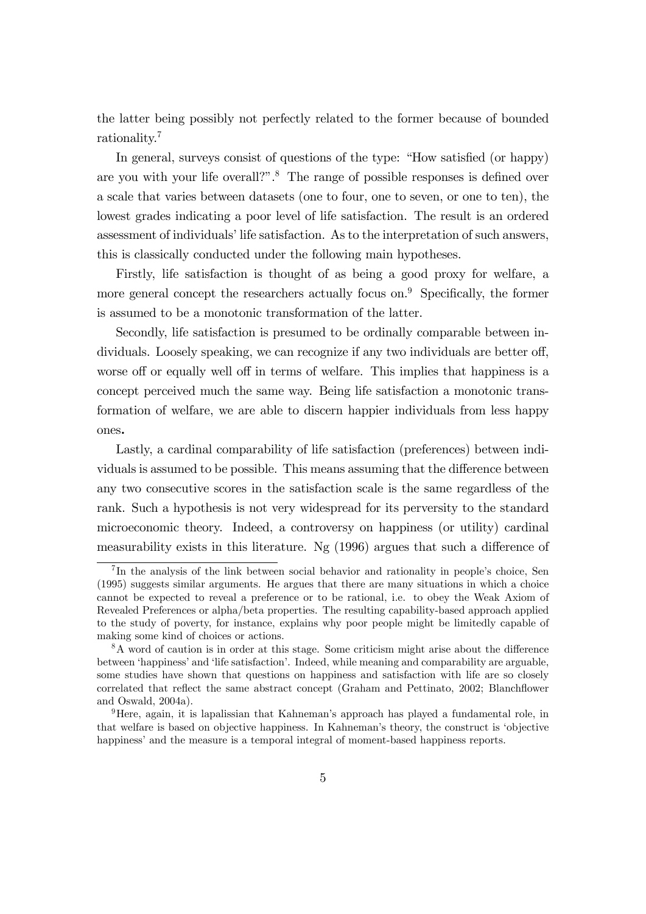the latter being possibly not perfectly related to the former because of bounded rationality.[7]

In general, surveys consist of questions of the type: "How satisfied (or happy) are you with your life overall?".[8] The range of possible responses is defined over a scale that varies between datasets (one to four, one to seven, or one to ten), the lowest grades indicating a poor level of life satisfaction. The result is an ordered assessment of individuals' life satisfaction. As to the interpretation of such answers, this is classically conducted under the following main hypotheses.

Firstly, life satisfaction is thought of as being a good proxy for welfare, a more general concept the researchers actually focus on.[9] Specifically, the former is assumed to be a monotonic transformation of the latter.

Secondly, life satisfaction is presumed to be ordinally comparable between individuals. Loosely speaking, we can recognize if any two individuals are better off, worse off or equally well off in terms of welfare. This implies that happiness is a concept perceived much the same way. Being life satisfaction a monotonic transformation of welfare, we are able to discern happier individuals from less happy ones.

Lastly, a cardinal comparability of life satisfaction (preferences) between individuals is assumed to be possible. This means assuming that the difference between any two consecutive scores in the satisfaction scale is the same regardless of the rank. Such a hypothesis is not very widespread for its perversity to the standard microeconomic theory. Indeed, a controversy on happiness (or utility) cardinal measurability exists in this literature. Ng (1996) argues that such a difference of

---

[7] In the analysis of the link between social behavior and rationality in people's choice, Sen (1995) suggests similar arguments. He argues that there are many situations in which a choice cannot be expected to reveal a preference or to be rational, i.e. to obey the Weak Axiom of Revealed Preferences or alpha/beta properties. The resulting capability-based approach applied to the study of poverty, for instance, explains why poor people might be limitedly capable of making some kind of choices or actions.

[8] A word of caution is in order at this stage. Some criticism might arise about the difference between 'happiness' and 'life satisfaction'. Indeed, while meaning and comparability are arguable, some studies have shown that questions on happiness and satisfaction with life are so closely correlated that reflect the same abstract concept (Graham and Pettinato, 2002; Blanchflower and Oswald, 2004a).

[9] Here, again, it is lapalissian that Kahneman's approach has played a fundamental role, in that welfare is based on objective happiness. In Kahneman's theory, the construct is 'objective happiness' and the measure is a temporal integral of moment-based happiness reports.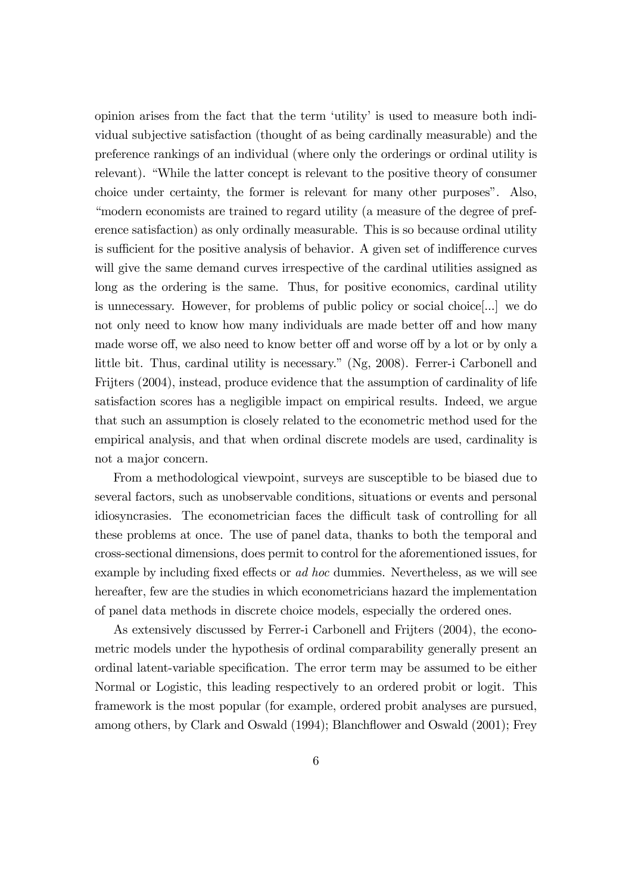opinion arises from the fact that the term 'utility' is used to measure both individual subjective satisfaction (thought of as being cardinally measurable) and the preference rankings of an individual (where only the orderings or ordinal utility is relevant). "While the latter concept is relevant to the positive theory of consumer choice under certainty, the former is relevant for many other purposes". Also, "modern economists are trained to regard utility (a measure of the degree of preference satisfaction) as only ordinally measurable. This is so because ordinal utility is sufficient for the positive analysis of behavior. A given set of indifference curves will give the same demand curves irrespective of the cardinal utilities assigned as long as the ordering is the same. Thus, for positive economics, cardinal utility is unnecessary. However, for problems of public policy or social choice[...] we do not only need to know how many individuals are made better off and how many made worse off, we also need to know better off and worse off by a lot or by only a little bit. Thus, cardinal utility is necessary." (Ng, 2008). Ferrer-i Carbonell and Frijters (2004), instead, produce evidence that the assumption of cardinality of life satisfaction scores has a negligible impact on empirical results. Indeed, we argue that such an assumption is closely related to the econometric method used for the empirical analysis, and that when ordinal discrete models are used, cardinality is not a major concern.

From a methodological viewpoint, surveys are susceptible to be biased due to several factors, such as unobservable conditions, situations or events and personal idiosyncrasies. The econometrician faces the difficult task of controlling for all these problems at once. The use of panel data, thanks to both the temporal and cross-sectional dimensions, does permit to control for the aforementioned issues, for example by including fixed effects or *ad hoc* dummies. Nevertheless, as we will see hereafter, few are the studies in which econometricians hazard the implementation of panel data methods in discrete choice models, especially the ordered ones.

As extensively discussed by Ferrer-i Carbonell and Frijters (2004), the econometric models under the hypothesis of ordinal comparability generally present an ordinal latent-variable specification. The error term may be assumed to be either Normal or Logistic, this leading respectively to an ordered probit or logit. This framework is the most popular (for example, ordered probit analyses are pursued, among others, by Clark and Oswald (1994); Blanchflower and Oswald (2001); Frey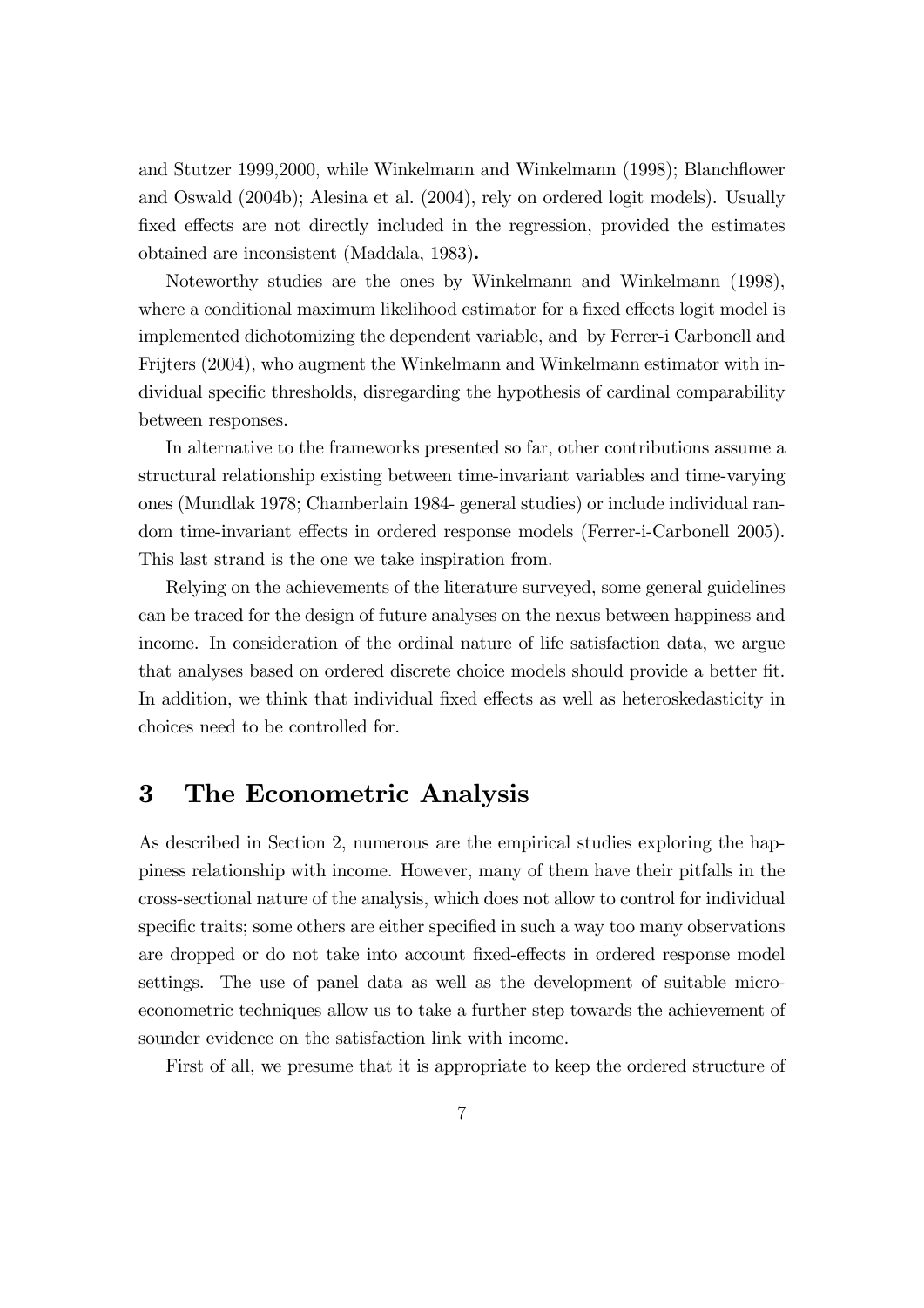and Stutzer 1999,2000, while Winkelmann and Winkelmann (1998); Blanchflower and Oswald (2004b); Alesina et al. (2004), rely on ordered logit models). Usually fixed effects are not directly included in the regression, provided the estimates obtained are inconsistent (Maddala, 1983)**.**

Noteworthy studies are the ones by Winkelmann and Winkelmann (1998), where a conditional maximum likelihood estimator for a fixed effects logit model is implemented dichotomizing the dependent variable, and by Ferrer-i Carbonell and Frijters (2004), who augment the Winkelmann and Winkelmann estimator with individual specific thresholds, disregarding the hypothesis of cardinal comparability between responses.

In alternative to the frameworks presented so far, other contributions assume a structural relationship existing between time-invariant variables and time-varying ones (Mundlak 1978; Chamberlain 1984- general studies) or include individual random time-invariant effects in ordered response models (Ferrer-i-Carbonell 2005). This last strand is the one we take inspiration from.

Relying on the achievements of the literature surveyed, some general guidelines can be traced for the design of future analyses on the nexus between happiness and income. In consideration of the ordinal nature of life satisfaction data, we argue that analyses based on ordered discrete choice models should provide a better fit. In addition, we think that individual fixed effects as well as heteroskedasticity in choices need to be controlled for.

# 3 The Econometric Analysis

As described in Section 2, numerous are the empirical studies exploring the happiness relationship with income. However, many of them have their pitfalls in the cross-sectional nature of the analysis, which does not allow to control for individual specific traits; some others are either specified in such a way too many observations are dropped or do not take into account fixed-effects in ordered response model settings. The use of panel data as well as the development of suitable micro-econometric techniques allow us to take a further step towards the achievement of sounder evidence on the satisfaction link with income.

First of all, we presume that it is appropriate to keep the ordered structure of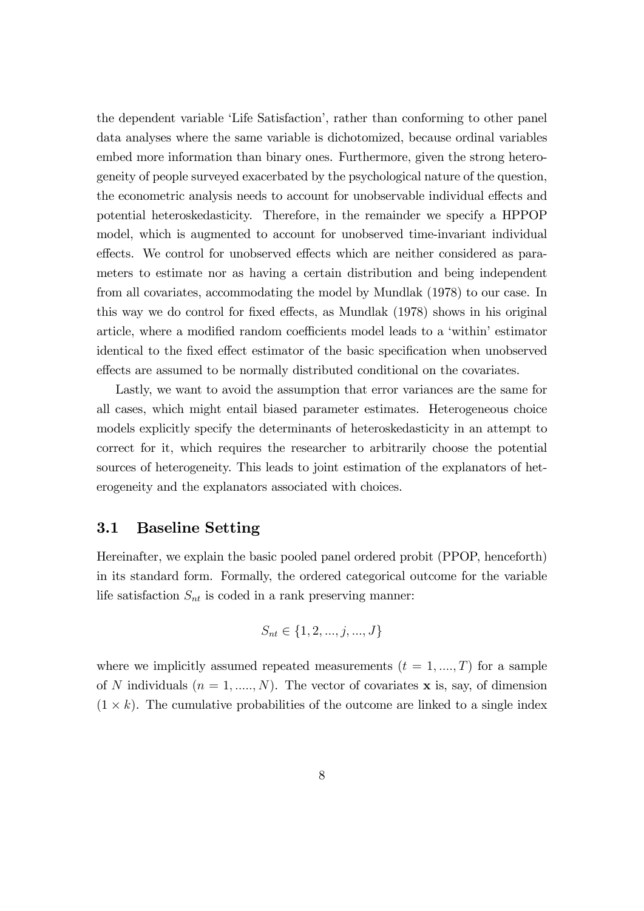the dependent variable 'Life Satisfaction', rather than conforming to other panel data analyses where the same variable is dichotomized, because ordinal variables embed more information than binary ones. Furthermore, given the strong heterogeneity of people surveyed exacerbated by the psychological nature of the question, the econometric analysis needs to account for unobservable individual effects and potential heteroskedasticity. Therefore, in the remainder we specify a HPPOP model, which is augmented to account for unobserved time-invariant individual effects. We control for unobserved effects which are neither considered as parameters to estimate nor as having a certain distribution and being independent from all covariates, accommodating the model by Mundlak (1978) to our case. In this way we do control for fixed effects, as Mundlak (1978) shows in his original article, where a modified random coefficients model leads to a 'within' estimator identical to the fixed effect estimator of the basic specification when unobserved effects are assumed to be normally distributed conditional on the covariates.

Lastly, we want to avoid the assumption that error variances are the same for all cases, which might entail biased parameter estimates. Heterogeneous choice models explicitly specify the determinants of heteroskedasticity in an attempt to correct for it, which requires the researcher to arbitrarily choose the potential sources of heterogeneity. This leads to joint estimation of the explanators of heterogeneity and the explanators associated with choices.

## 3.1 Baseline Setting

Hereinafter, we explain the basic pooled panel ordered probit (PPOP, henceforth) in its standard form. Formally, the ordered categorical outcome for the variable life satisfaction $S_{nt}$ is coded in a rank preserving manner:

$$S_{nt} \in \{1, 2, ..., j, ..., J\}$$

where we implicitly assumed repeated measurements ($t = 1, ...., T$) for a sample of $N$ individuals ($n = 1, ....., N$). The vector of covariates $\mathbf{x}$ is, say, of dimension $(1 \times k)$. The cumulative probabilities of the outcome are linked to a single index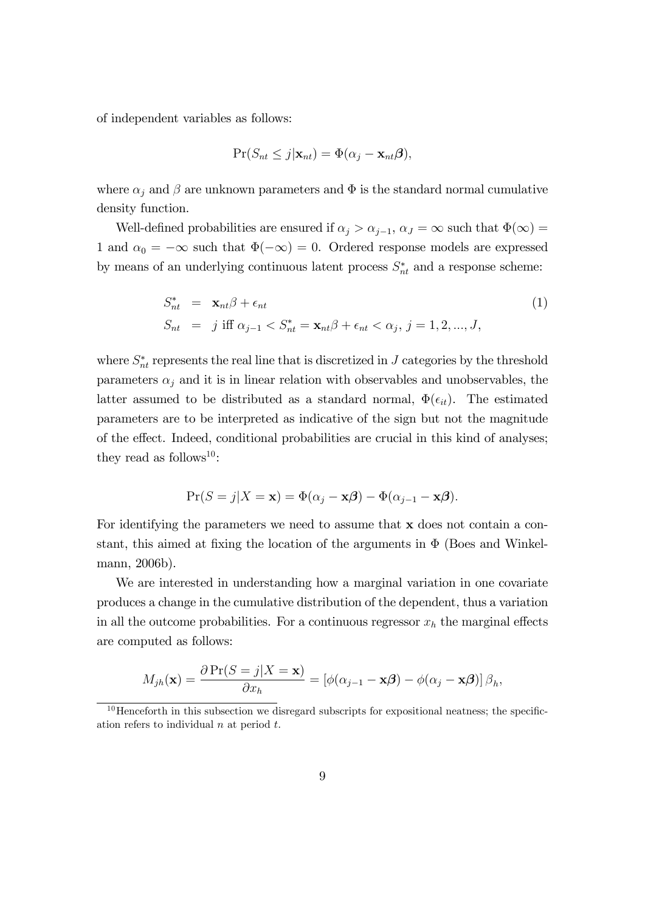of independent variables as follows:

$$\Pr(S_{nt} \leq j|\mathbf{x}_{nt}) = \Phi(\alpha_j - \mathbf{x}_{nt}\boldsymbol{\beta}),$$

where $\alpha_j$ and $\beta$ are unknown parameters and $\Phi$ is the standard normal cumulative density function.

Well-defined probabilities are ensured if $\alpha_j > \alpha_{j-1}$, $\alpha_J = \infty$ such that $\Phi(\infty) = 1$ and $\alpha_0 = -\infty$ such that $\Phi(-\infty) = 0$. Ordered response models are expressed by means of an underlying continuous latent process $S^*_{nt}$ and a response scheme:

$$\begin{aligned} S^*_{nt} &= \mathbf{x}_{nt}\beta + \epsilon_{nt} \\ S_{nt} &= j \text{ iff } \alpha_{j-1} < S^*_{nt} = \mathbf{x}_{nt}\beta + \epsilon_{nt} < \alpha_j, \, j = 1, 2, ..., J, \end{aligned} \tag{1}$$

where $S^*_{nt}$ represents the real line that is discretized in $J$ categories by the threshold parameters $\alpha_j$ and it is in linear relation with observables and unobservables, the latter assumed to be distributed as a standard normal, $\Phi(\epsilon_{it})$. The estimated parameters are to be interpreted as indicative of the sign but not the magnitude of the effect. Indeed, conditional probabilities are crucial in this kind of analyses; they read as follows[10]:

$$\Pr(S = j|X = \mathbf{x}) = \Phi(\alpha_j - \mathbf{x}\boldsymbol{\beta}) - \Phi(\alpha_{j-1} - \mathbf{x}\boldsymbol{\beta}).$$

For identifying the parameters we need to assume that $\mathbf{x}$ does not contain a constant, this aimed at fixing the location of the arguments in $\Phi$ (Boes and Winkelmann, 2006b).

We are interested in understanding how a marginal variation in one covariate produces a change in the cumulative distribution of the dependent, thus a variation in all the outcome probabilities. For a continuous regressor $x_h$ the marginal effects are computed as follows:

$$M_{jh}(\mathbf{x}) = \frac{\partial \Pr(S = j|X = \mathbf{x})}{\partial x_h} = \left[\phi(\alpha_{j-1} - \mathbf{x}\boldsymbol{\beta}) - \phi(\alpha_j - \mathbf{x}\boldsymbol{\beta})\right] \beta_h,$$

[10] Henceforth in this subsection we disregard subscripts for expositional neatness; the specification refers to individual $n$ at period $t$.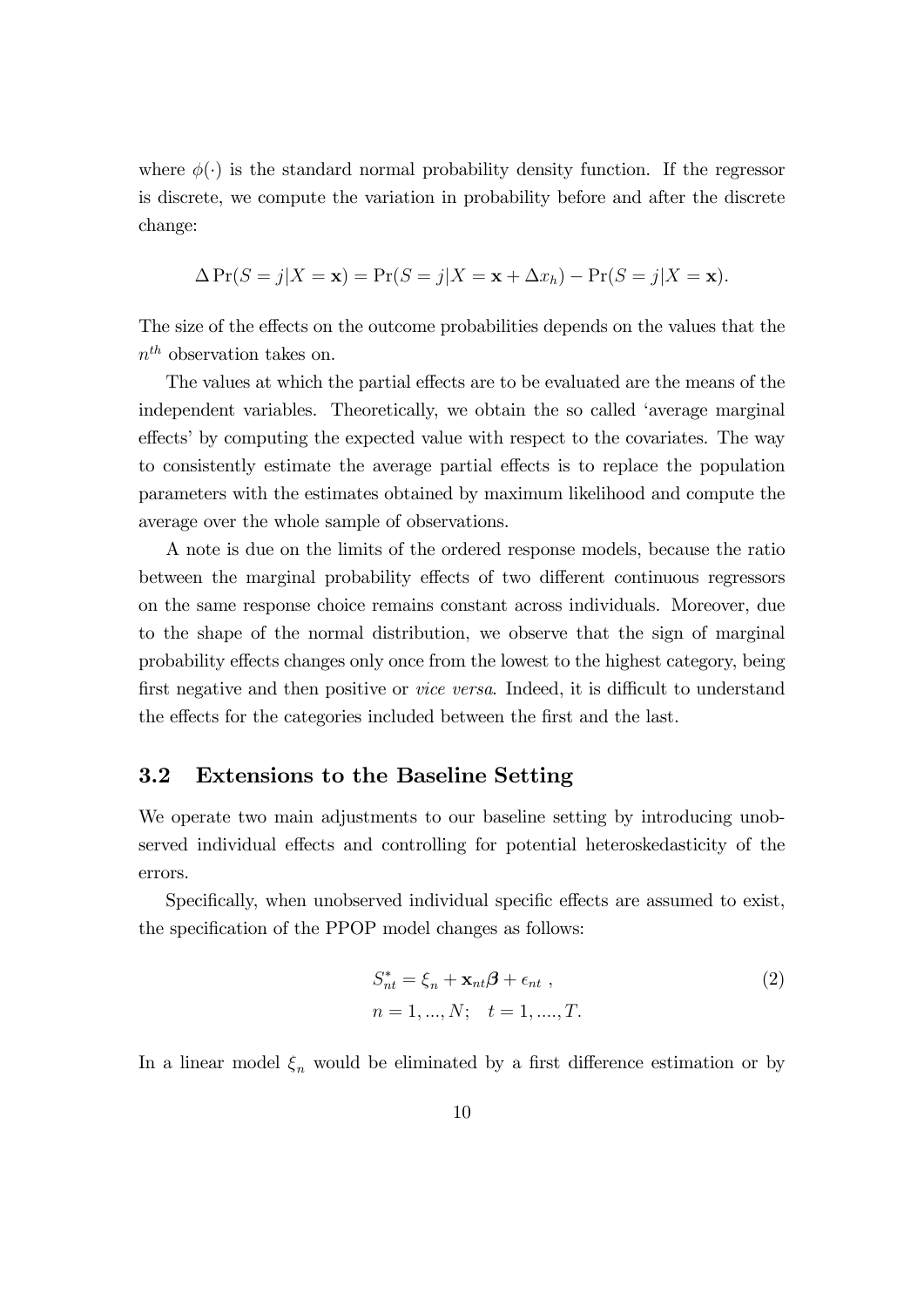where $\phi(\cdot)$ is the standard normal probability density function. If the regressor is discrete, we compute the variation in probability before and after the discrete change:

$$\Delta \Pr(S = j|X = \mathbf{x}) = \Pr(S = j|X = \mathbf{x} + \Delta x_h) - \Pr(S = j|X = \mathbf{x}).$$

The size of the effects on the outcome probabilities depends on the values that the $n^{th}$ observation takes on.

The values at which the partial effects are to be evaluated are the means of the independent variables. Theoretically, we obtain the so called 'average marginal effects' by computing the expected value with respect to the covariates. The way to consistently estimate the average partial effects is to replace the population parameters with the estimates obtained by maximum likelihood and compute the average over the whole sample of observations.

A note is due on the limits of the ordered response models, because the ratio between the marginal probability effects of two different continuous regressors on the same response choice remains constant across individuals. Moreover, due to the shape of the normal distribution, we observe that the sign of marginal probability effects changes only once from the lowest to the highest category, being first negative and then positive or *vice versa*. Indeed, it is difficult to understand the effects for the categories included between the first and the last.

## 3.2 Extensions to the Baseline Setting

We operate two main adjustments to our baseline setting by introducing unobserved individual effects and controlling for potential heteroskedasticity of the errors.

Specifically, when unobserved individual specific effects are assumed to exist, the specification of the PPOP model changes as follows:

$$\begin{aligned} S^*_{nt} &= \xi_n + \mathbf{x}_{nt}\boldsymbol{\beta} + \epsilon_{nt} \ , \\ n &= 1, ..., N; \quad t = 1, ...., T. \end{aligned} \tag{2}$$

In a linear model $\xi_n$ would be eliminated by a first difference estimation or by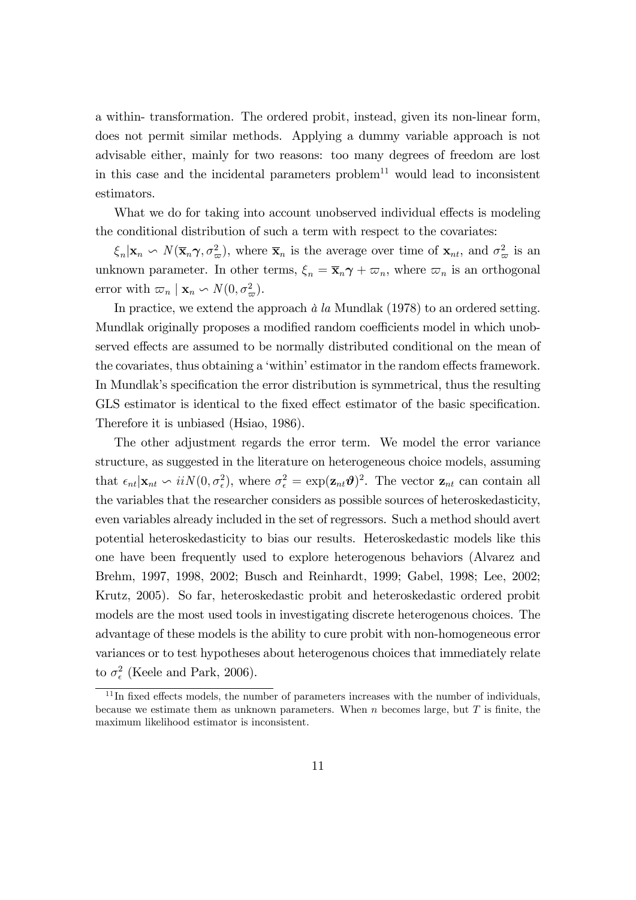a within- transformation. The ordered probit, instead, given its non-linear form, does not permit similar methods. Applying a dummy variable approach is not advisable either, mainly for two reasons: too many degrees of freedom are lost in this case and the incidental parameters problem[11] would lead to inconsistent estimators.

What we do for taking into account unobserved individual effects is modeling the conditional distribution of such a term with respect to the covariates:

$\xi_n|\mathbf{x}_n \backsim N(\overline{\mathbf{x}}_n\boldsymbol{\gamma}, \sigma^2_{\varpi})$, where $\overline{\mathbf{x}}_n$ is the average over time of $\mathbf{x}_{nt}$, and $\sigma^2_{\varpi}$ is an unknown parameter. In other terms, $\xi_n = \overline{\mathbf{x}}_n\boldsymbol{\gamma} + \varpi_n$, where $\varpi_n$ is an orthogonal error with $\varpi_n \mid \mathbf{x}_n \backsim N(0, \sigma^2_{\varpi})$.

In practice, we extend the approach *à la* Mundlak (1978) to an ordered setting. Mundlak originally proposes a modified random coefficients model in which unobserved effects are assumed to be normally distributed conditional on the mean of the covariates, thus obtaining a 'within' estimator in the random effects framework. In Mundlak's specification the error distribution is symmetrical, thus the resulting GLS estimator is identical to the fixed effect estimator of the basic specification. Therefore it is unbiased (Hsiao, 1986).

The other adjustment regards the error term. We model the error variance structure, as suggested in the literature on heterogeneous choice models, assuming that $\epsilon_{nt}|\mathbf{x}_{nt} \backsim iiN(0, \sigma^2_{\epsilon})$, where $\sigma^2_{\epsilon} = \exp(\mathbf{z}_{nt}\boldsymbol{\vartheta})^2$. The vector $\mathbf{z}_{nt}$ can contain all the variables that the researcher considers as possible sources of heteroskedasticity, even variables already included in the set of regressors. Such a method should avert potential heteroskedasticity to bias our results. Heteroskedastic models like this one have been frequently used to explore heterogenous behaviors (Alvarez and Brehm, 1997, 1998, 2002; Busch and Reinhardt, 1999; Gabel, 1998; Lee, 2002; Krutz, 2005). So far, heteroskedastic probit and heteroskedastic ordered probit models are the most used tools in investigating discrete heterogenous choices. The advantage of these models is the ability to cure probit with non-homogeneous error variances or to test hypotheses about heterogenous choices that immediately relate to $\sigma^2_{\epsilon}$ (Keele and Park, 2006).

[11] In fixed effects models, the number of parameters increases with the number of individuals, because we estimate them as unknown parameters. When $n$ becomes large, but $T$ is finite, the maximum likelihood estimator is inconsistent.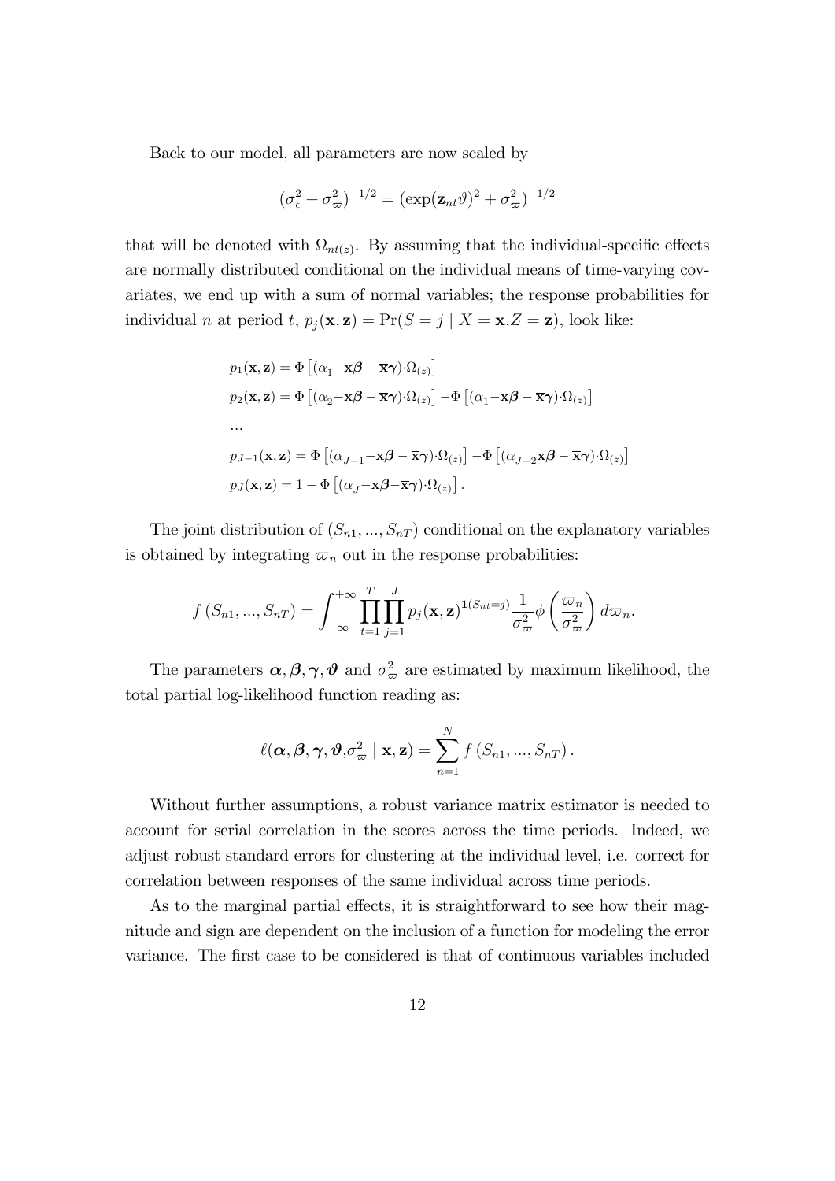Back to our model, all parameters are now scaled by

$$(\sigma_\epsilon^2 + \sigma_\varpi^2)^{-1/2} = (\exp(\mathbf{z}_{nt}\vartheta)^2 + \sigma_\varpi^2)^{-1/2}$$

that will be denoted with $\Omega_{nt(z)}$. By assuming that the individual-specific effects are normally distributed conditional on the individual means of time-varying covariates, we end up with a sum of normal variables; the response probabilities for individual $n$ at period $t$, $p_j(\mathbf{x}, \mathbf{z}) = \Pr(S = j \mid X = \mathbf{x}, Z = \mathbf{z})$, look like:

$$
\begin{aligned}
&p_1(\mathbf{x}, \mathbf{z}) = \Phi\left[(\alpha_1 - \mathbf{x}\boldsymbol{\beta} - \overline{\mathbf{x}}\boldsymbol{\gamma}) \cdot \Omega_{(z)}\right] \\
&p_2(\mathbf{x}, \mathbf{z}) = \Phi\left[(\alpha_2 - \mathbf{x}\boldsymbol{\beta} - \overline{\mathbf{x}}\boldsymbol{\gamma}) \cdot \Omega_{(z)}\right] - \Phi\left[(\alpha_1 - \mathbf{x}\boldsymbol{\beta} - \overline{\mathbf{x}}\boldsymbol{\gamma}) \cdot \Omega_{(z)}\right] \\
&\ldots \\
&p_{J-1}(\mathbf{x}, \mathbf{z}) = \Phi\left[(\alpha_{J-1} - \mathbf{x}\boldsymbol{\beta} - \overline{\mathbf{x}}\boldsymbol{\gamma}) \cdot \Omega_{(z)}\right] - \Phi\left[(\alpha_{J-2}\mathbf{x}\boldsymbol{\beta} - \overline{\mathbf{x}}\boldsymbol{\gamma}) \cdot \Omega_{(z)}\right] \\
&p_J(\mathbf{x}, \mathbf{z}) = 1 - \Phi\left[(\alpha_J - \mathbf{x}\boldsymbol{\beta} - \overline{\mathbf{x}}\boldsymbol{\gamma}) \cdot \Omega_{(z)}\right].
\end{aligned}
$$

The joint distribution of $(S_{n1}, ..., S_{nT})$ conditional on the explanatory variables is obtained by integrating $\varpi_n$ out in the response probabilities:

$$f(S_{n1}, ..., S_{nT}) = \int_{-\infty}^{+\infty} \prod_{t=1}^{T} \prod_{j=1}^{J} p_j(\mathbf{x}, \mathbf{z})^{\mathbf{1}(S_{nt}=j)} \frac{1}{\sigma_\varpi^2} \phi\left(\frac{\varpi_n}{\sigma_\varpi^2}\right) d\varpi_n.$$

The parameters $\boldsymbol{\alpha}, \boldsymbol{\beta}, \boldsymbol{\gamma}, \boldsymbol{\vartheta}$ and $\sigma_\varpi^2$ are estimated by maximum likelihood, the total partial log-likelihood function reading as:

$$\ell(\boldsymbol{\alpha}, \boldsymbol{\beta}, \boldsymbol{\gamma}, \boldsymbol{\vartheta}, \sigma_\varpi^2 \mid \mathbf{x}, \mathbf{z}) = \sum_{n=1}^{N} f(S_{n1}, ..., S_{nT}).$$

Without further assumptions, a robust variance matrix estimator is needed to account for serial correlation in the scores across the time periods. Indeed, we adjust robust standard errors for clustering at the individual level, i.e. correct for correlation between responses of the same individual across time periods.

As to the marginal partial effects, it is straightforward to see how their magnitude and sign are dependent on the inclusion of a function for modeling the error variance. The first case to be considered is that of continuous variables included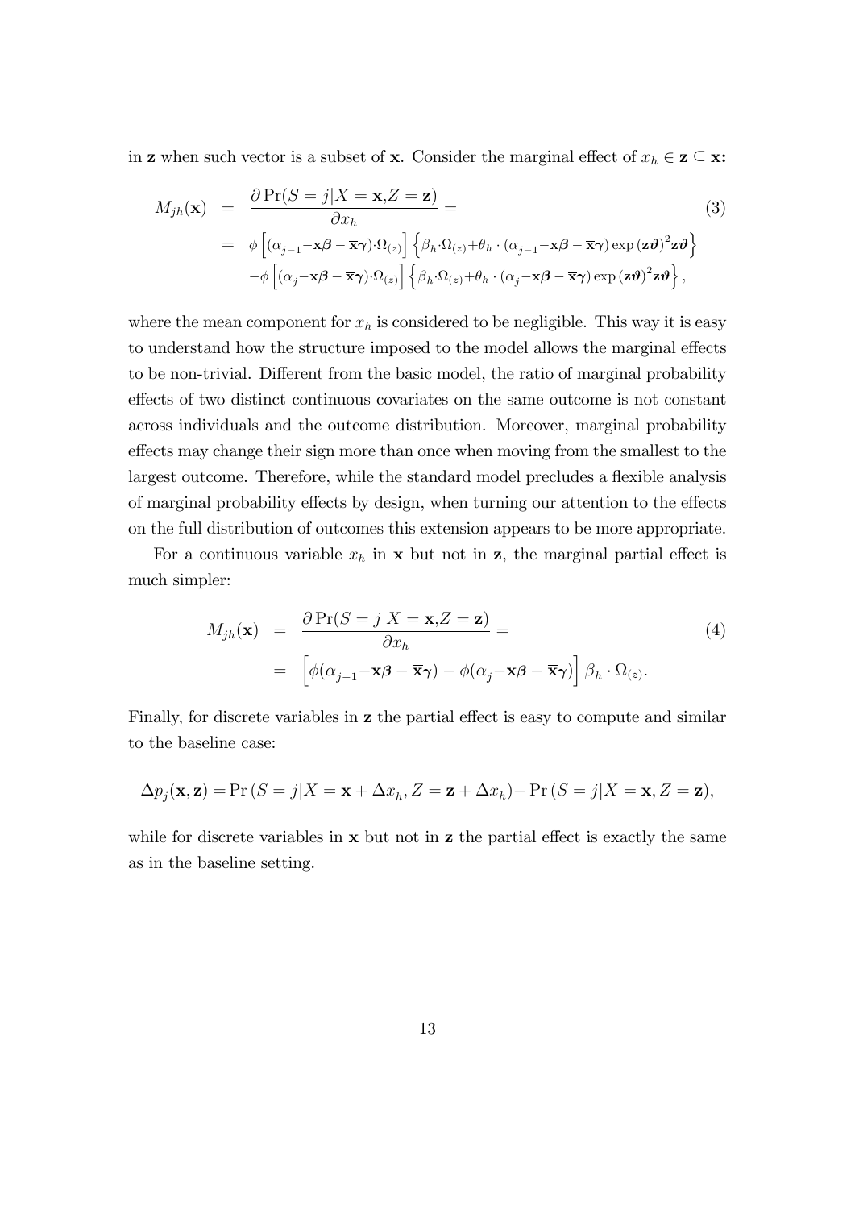in $\mathbf{z}$ when such vector is a subset of $\mathbf{x}$. Consider the marginal effect of $x_h \in \mathbf{z} \subseteq \mathbf{x}$**:**

$$
\begin{aligned}
M_{jh}(\mathbf{x}) &= \frac{\partial \Pr(S=j|X=\mathbf{x},Z=\mathbf{z})}{\partial x_h} = \\
&= \phi\left[(\alpha_{j-1}-\mathbf{x}\boldsymbol{\beta}-\overline{\mathbf{x}}\boldsymbol{\gamma})\cdot\Omega_{(z)}\right]\left\{\beta_h\cdot\Omega_{(z)}+\theta_h\cdot(\alpha_{j-1}-\mathbf{x}\boldsymbol{\beta}-\overline{\mathbf{x}}\boldsymbol{\gamma})\exp(\mathbf{z}\boldsymbol{\vartheta})^2\mathbf{z}\boldsymbol{\vartheta}\right\} \\
&\quad -\phi\left[(\alpha_{j}-\mathbf{x}\boldsymbol{\beta}-\overline{\mathbf{x}}\boldsymbol{\gamma})\cdot\Omega_{(z)}\right]\left\{\beta_h\cdot\Omega_{(z)}+\theta_h\cdot(\alpha_{j}-\mathbf{x}\boldsymbol{\beta}-\overline{\mathbf{x}}\boldsymbol{\gamma})\exp(\mathbf{z}\boldsymbol{\vartheta})^2\mathbf{z}\boldsymbol{\vartheta}\right\},
\end{aligned}
\tag{3}
$$

where the mean component for $x_h$ is considered to be negligible. This way it is easy to understand how the structure imposed to the model allows the marginal effects to be non-trivial. Different from the basic model, the ratio of marginal probability effects of two distinct continuous covariates on the same outcome is not constant across individuals and the outcome distribution. Moreover, marginal probability effects may change their sign more than once when moving from the smallest to the largest outcome. Therefore, while the standard model precludes a flexible analysis of marginal probability effects by design, when turning our attention to the effects on the full distribution of outcomes this extension appears to be more appropriate.

For a continuous variable $x_h$ in $\mathbf{x}$ but not in $\mathbf{z}$, the marginal partial effect is much simpler:

$$
\begin{aligned}
M_{jh}(\mathbf{x}) &= \frac{\partial \Pr(S=j|X=\mathbf{x},Z=\mathbf{z})}{\partial x_h} = \\
&= \left[\phi(\alpha_{j-1}-\mathbf{x}\boldsymbol{\beta}-\overline{\mathbf{x}}\boldsymbol{\gamma})-\phi(\alpha_{j}-\mathbf{x}\boldsymbol{\beta}-\overline{\mathbf{x}}\boldsymbol{\gamma})\right]\beta_h\cdot\Omega_{(z)}.
\end{aligned}
\tag{4}
$$

Finally, for discrete variables in $\mathbf{z}$ the partial effect is easy to compute and similar to the baseline case:

$$
\Delta p_j(\mathbf{x},\mathbf{z}) = \Pr(S=j|X=\mathbf{x}+\Delta x_h, Z=\mathbf{z}+\Delta x_h) - \Pr(S=j|X=\mathbf{x},Z=\mathbf{z}),
$$

while for discrete variables in $\mathbf{x}$ but not in $\mathbf{z}$ the partial effect is exactly the same as in the baseline setting.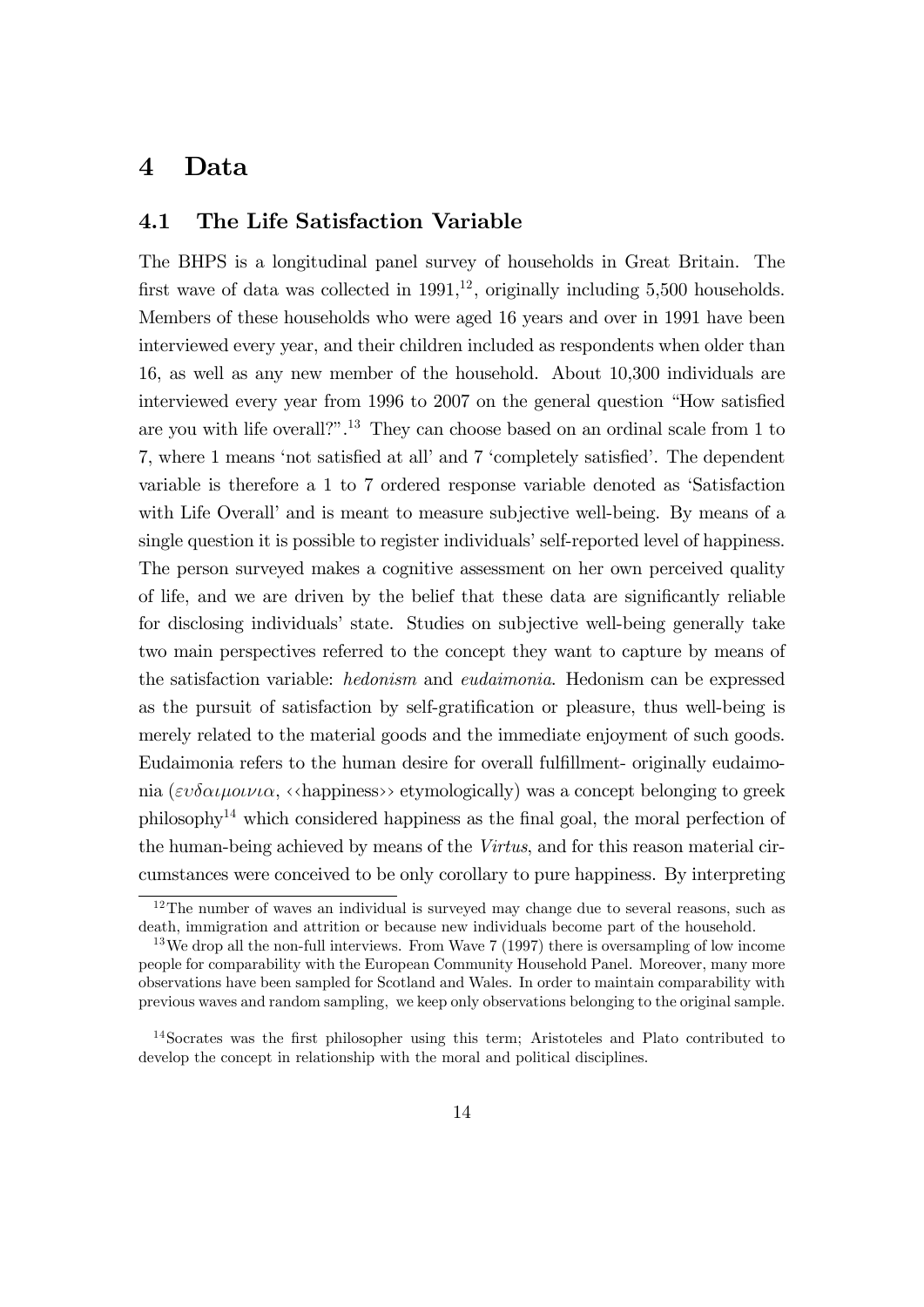# 4 Data

## 4.1 The Life Satisfaction Variable

The BHPS is a longitudinal panel survey of households in Great Britain. The first wave of data was collected in 1991,[12], originally including 5,500 households. Members of these households who were aged 16 years and over in 1991 have been interviewed every year, and their children included as respondents when older than 16, as well as any new member of the household. About 10,300 individuals are interviewed every year from 1996 to 2007 on the general question "How satisfied are you with life overall?".[13] They can choose based on an ordinal scale from 1 to 7, where 1 means 'not satisfied at all' and 7 'completely satisfied'. The dependent variable is therefore a 1 to 7 ordered response variable denoted as 'Satisfaction with Life Overall' and is meant to measure subjective well-being. By means of a single question it is possible to register individuals' self-reported level of happiness. The person surveyed makes a cognitive assessment on her own perceived quality of life, and we are driven by the belief that these data are significantly reliable for disclosing individuals' state. Studies on subjective well-being generally take two main perspectives referred to the concept they want to capture by means of the satisfaction variable: *hedonism* and *eudaimonia*. Hedonism can be expressed as the pursuit of satisfaction by self-gratification or pleasure, thus well-being is merely related to the material goods and the immediate enjoyment of such goods. Eudaimonia refers to the human desire for overall fulfillment- originally eudaimonia ($\varepsilon\upsilon\delta\alpha\iota\mu o\iota\nu\iota\alpha$, ‹‹happiness›› etymologically) was a concept belonging to greek philosophy[14] which considered happiness as the final goal, the moral perfection of the human-being achieved by means of the *Virtus*, and for this reason material circumstances were conceived to be only corollary to pure happiness. By interpreting

[12] The number of waves an individual is surveyed may change due to several reasons, such as death, immigration and attrition or because new individuals become part of the household.

[13] We drop all the non-full interviews. From Wave 7 (1997) there is oversampling of low income people for comparability with the European Community Household Panel. Moreover, many more observations have been sampled for Scotland and Wales. In order to maintain comparability with previous waves and random sampling, we keep only observations belonging to the original sample.

[14] Socrates was the first philosopher using this term; Aristoteles and Plato contributed to develop the concept in relationship with the moral and political disciplines.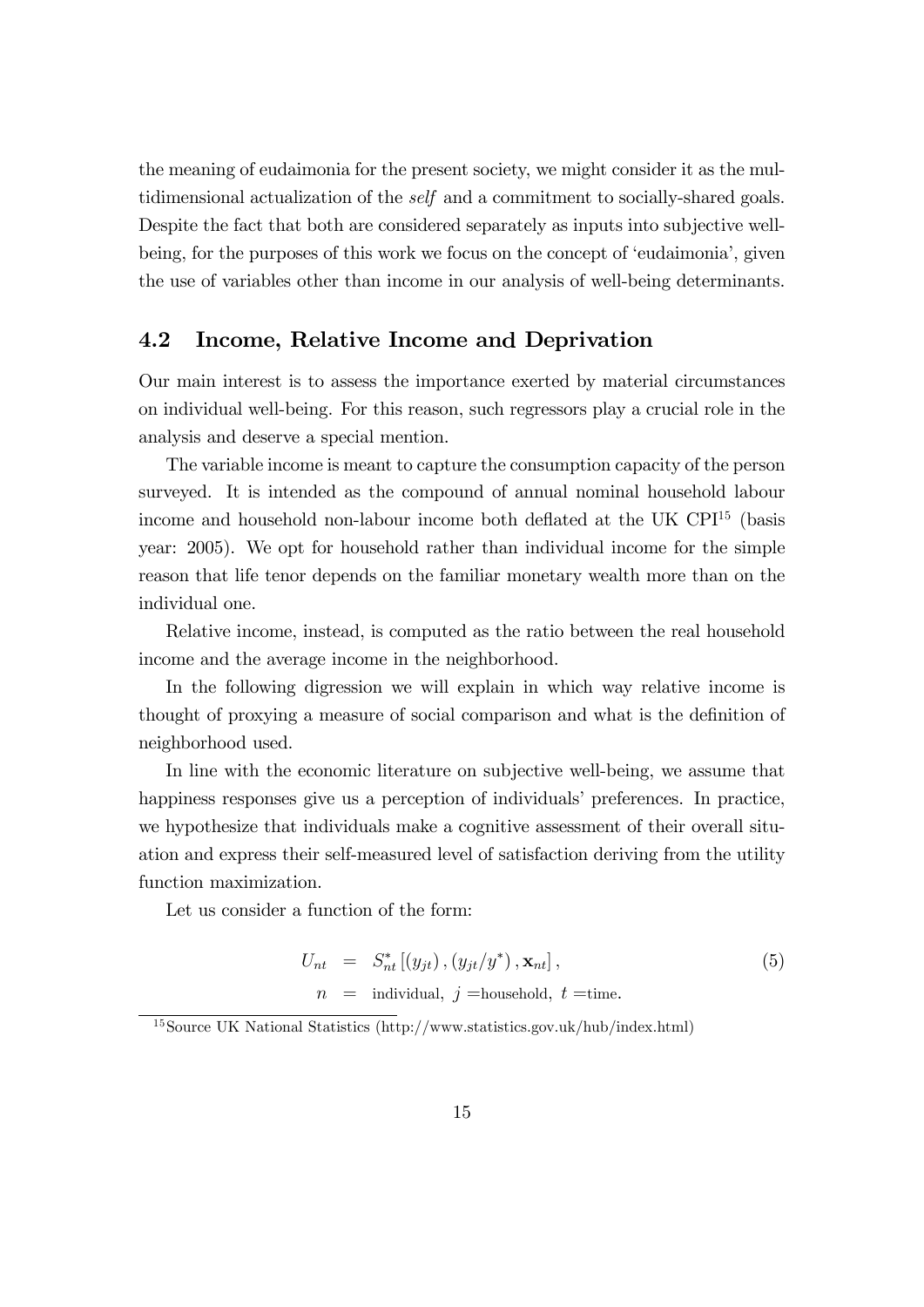the meaning of eudaimonia for the present society, we might consider it as the multidimensional actualization of the *self* and a commitment to socially-shared goals. Despite the fact that both are considered separately as inputs into subjective well-being, for the purposes of this work we focus on the concept of 'eudaimonia', given the use of variables other than income in our analysis of well-being determinants.

## 4.2 Income, Relative Income and Deprivation

Our main interest is to assess the importance exerted by material circumstances on individual well-being. For this reason, such regressors play a crucial role in the analysis and deserve a special mention.

The variable income is meant to capture the consumption capacity of the person surveyed. It is intended as the compound of annual nominal household labour income and household non-labour income both deflated at the UK CPI[15] (basis year: 2005). We opt for household rather than individual income for the simple reason that life tenor depends on the familiar monetary wealth more than on the individual one.

Relative income, instead, is computed as the ratio between the real household income and the average income in the neighborhood.

In the following digression we will explain in which way relative income is thought of proxying a measure of social comparison and what is the definition of neighborhood used.

In line with the economic literature on subjective well-being, we assume that happiness responses give us a perception of individuals' preferences. In practice, we hypothesize that individuals make a cognitive assessment of their overall situation and express their self-measured level of satisfaction deriving from the utility function maximization.

Let us consider a function of the form:

$$
\begin{aligned}
U_{nt} &= S^{*}_{nt}\left[(y_{jt}), (y_{jt}/y^{*}), \mathbf{x}_{nt}\right], \\
n &= \text{individual, } j = \text{household, } t = \text{time.}
\end{aligned}
\tag{5}
$$

[15] Source UK National Statistics (http://www.statistics.gov.uk/hub/index.html)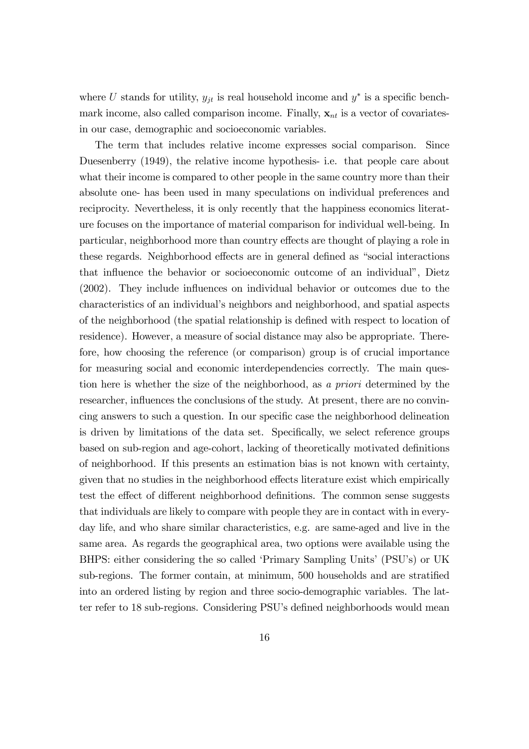where $U$ stands for utility, $y_{jt}$ is real household income and $y^*$ is a specific benchmark income, also called comparison income. Finally, $\mathbf{x}_{nt}$ is a vector of covariates- in our case, demographic and socioeconomic variables.

The term that includes relative income expresses social comparison. Since Duesenberry (1949), the relative income hypothesis- i.e. that people care about what their income is compared to other people in the same country more than their absolute one- has been used in many speculations on individual preferences and reciprocity. Nevertheless, it is only recently that the happiness economics literature focuses on the importance of material comparison for individual well-being. In particular, neighborhood more than country effects are thought of playing a role in these regards. Neighborhood effects are in general defined as "social interactions that influence the behavior or socioeconomic outcome of an individual", Dietz (2002). They include influences on individual behavior or outcomes due to the characteristics of an individual's neighbors and neighborhood, and spatial aspects of the neighborhood (the spatial relationship is defined with respect to location of residence). However, a measure of social distance may also be appropriate. Therefore, how choosing the reference (or comparison) group is of crucial importance for measuring social and economic interdependencies correctly. The main question here is whether the size of the neighborhood, as *a priori* determined by the researcher, influences the conclusions of the study. At present, there are no convincing answers to such a question. In our specific case the neighborhood delineation is driven by limitations of the data set. Specifically, we select reference groups based on sub-region and age-cohort, lacking of theoretically motivated definitions of neighborhood. If this presents an estimation bias is not known with certainty, given that no studies in the neighborhood effects literature exist which empirically test the effect of different neighborhood definitions. The common sense suggests that individuals are likely to compare with people they are in contact with in everyday life, and who share similar characteristics, e.g. are same-aged and live in the same area. As regards the geographical area, two options were available using the BHPS: either considering the so called 'Primary Sampling Units' (PSU's) or UK sub-regions. The former contain, at minimum, 500 households and are stratified into an ordered listing by region and three socio-demographic variables. The latter refer to 18 sub-regions. Considering PSU's defined neighborhoods would mean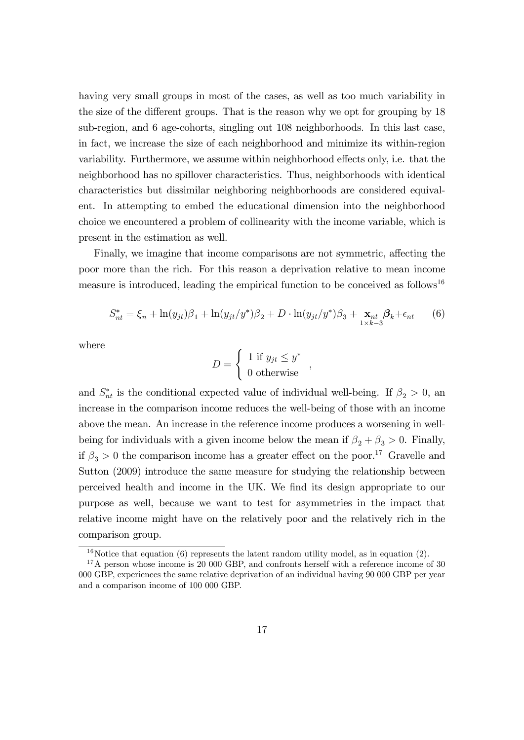having very small groups in most of the cases, as well as too much variability in the size of the different groups. That is the reason why we opt for grouping by 18 sub-region, and 6 age-cohorts, singling out 108 neighborhoods. In this last case, in fact, we increase the size of each neighborhood and minimize its within-region variability. Furthermore, we assume within neighborhood effects only, i.e. that the neighborhood has no spillover characteristics. Thus, neighborhoods with identical characteristics but dissimilar neighboring neighborhoods are considered equivalent. In attempting to embed the educational dimension into the neighborhood choice we encountered a problem of collinearity with the income variable, which is present in the estimation as well.

Finally, we imagine that income comparisons are not symmetric, affecting the poor more than the rich. For this reason a deprivation relative to mean income measure is introduced, leading the empirical function to be conceived as follows[16]

$$S^*_{nt} = \xi_n + \ln(y_{jt})\beta_1 + \ln(y_{jt}/y^*)\beta_2 + D \cdot \ln(y_{jt}/y^*)\beta_3 + \underset{1\times k-3}{\mathbf{x}_{nt}}\boldsymbol{\beta}_k + \epsilon_{nt} \qquad (6)$$

where

$$D = \begin{cases} 1 \text{ if } y_{jt} \leq y^* \\ 0 \text{ otherwise} \end{cases},$$

and $S^*_{nt}$ is the conditional expected value of individual well-being. If $\beta_2 > 0$, an increase in the comparison income reduces the well-being of those with an income above the mean. An increase in the reference income produces a worsening in well-being for individuals with a given income below the mean if $\beta_2 + \beta_3 > 0$. Finally, if $\beta_3 > 0$ the comparison income has a greater effect on the poor.[17] Gravelle and Sutton (2009) introduce the same measure for studying the relationship between perceived health and income in the UK. We find its design appropriate to our purpose as well, because we want to test for asymmetries in the impact that relative income might have on the relatively poor and the relatively rich in the comparison group.

[16] Notice that equation (6) represents the latent random utility model, as in equation (2).

[17] A person whose income is 20 000 GBP, and confronts herself with a reference income of 30 000 GBP, experiences the same relative deprivation of an individual having 90 000 GBP per year and a comparison income of 100 000 GBP.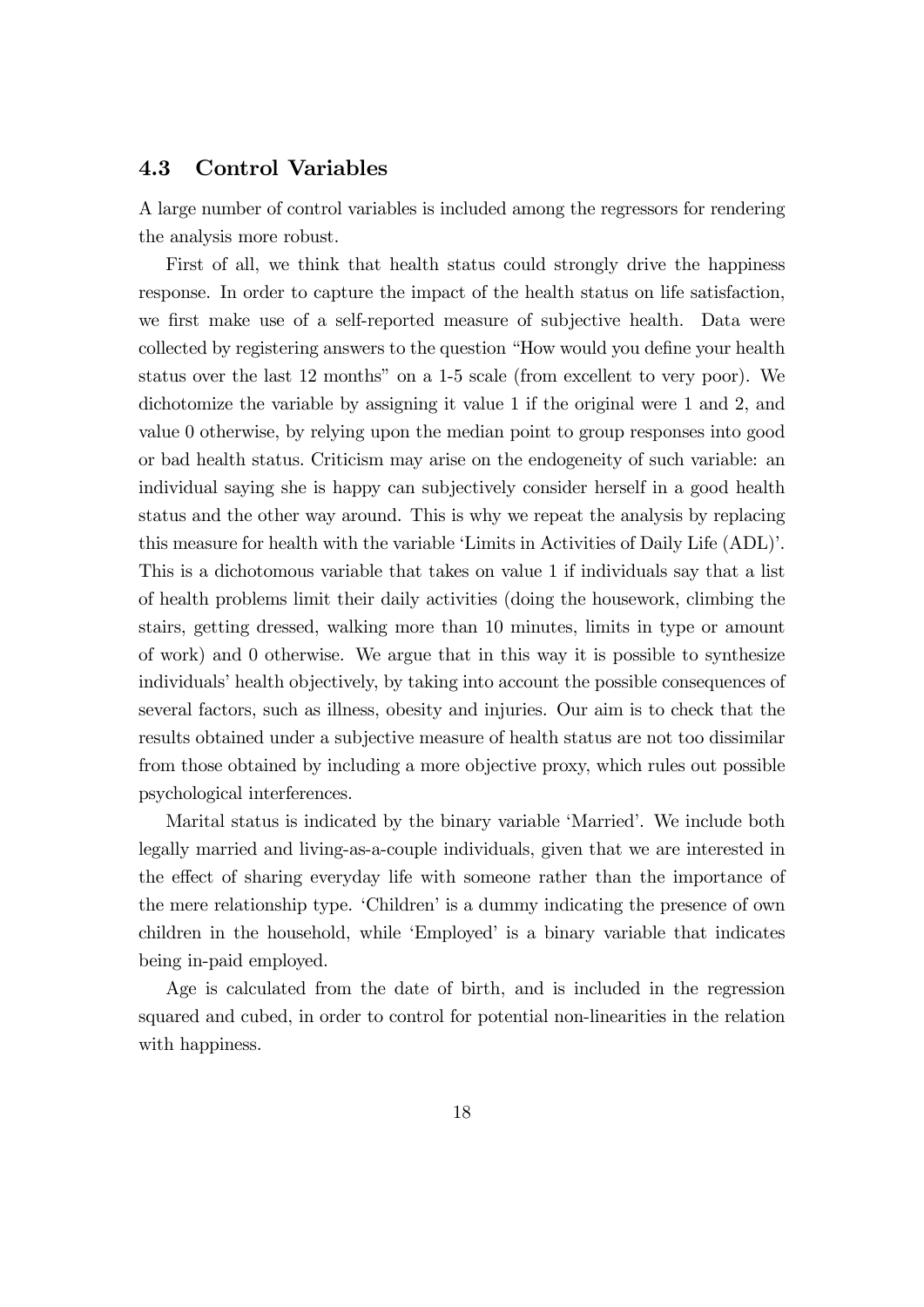### 4.3 Control Variables

A large number of control variables is included among the regressors for rendering the analysis more robust.

First of all, we think that health status could strongly drive the happiness response. In order to capture the impact of the health status on life satisfaction, we first make use of a self-reported measure of subjective health. Data were collected by registering answers to the question "How would you define your health status over the last 12 months" on a 1-5 scale (from excellent to very poor). We dichotomize the variable by assigning it value 1 if the original were 1 and 2, and value 0 otherwise, by relying upon the median point to group responses into good or bad health status. Criticism may arise on the endogeneity of such variable: an individual saying she is happy can subjectively consider herself in a good health status and the other way around. This is why we repeat the analysis by replacing this measure for health with the variable 'Limits in Activities of Daily Life (ADL)'. This is a dichotomous variable that takes on value 1 if individuals say that a list of health problems limit their daily activities (doing the housework, climbing the stairs, getting dressed, walking more than 10 minutes, limits in type or amount of work) and 0 otherwise. We argue that in this way it is possible to synthesize individuals' health objectively, by taking into account the possible consequences of several factors, such as illness, obesity and injuries. Our aim is to check that the results obtained under a subjective measure of health status are not too dissimilar from those obtained by including a more objective proxy, which rules out possible psychological interferences.

Marital status is indicated by the binary variable 'Married'. We include both legally married and living-as-a-couple individuals, given that we are interested in the effect of sharing everyday life with someone rather than the importance of the mere relationship type. 'Children' is a dummy indicating the presence of own children in the household, while 'Employed' is a binary variable that indicates being in-paid employed.

Age is calculated from the date of birth, and is included in the regression squared and cubed, in order to control for potential non-linearities in the relation with happiness.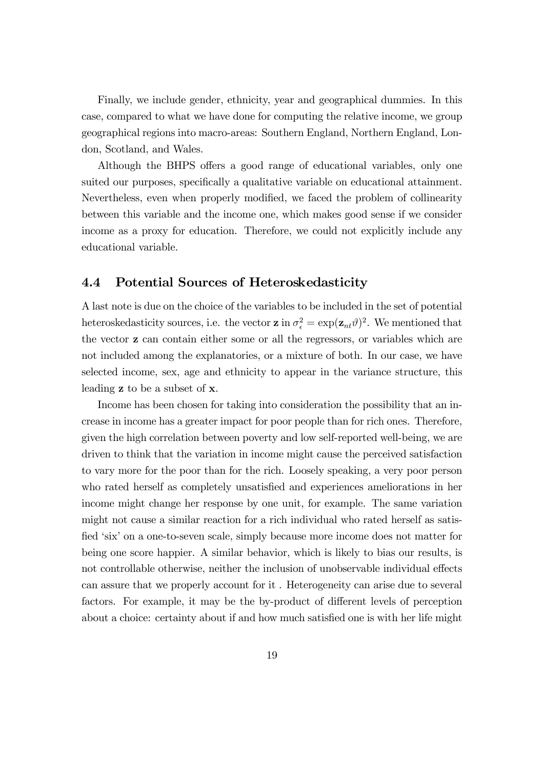Finally, we include gender, ethnicity, year and geographical dummies. In this case, compared to what we have done for computing the relative income, we group geographical regions into macro-areas: Southern England, Northern England, London, Scotland, and Wales.

Although the BHPS offers a good range of educational variables, only one suited our purposes, specifically a qualitative variable on educational attainment. Nevertheless, even when properly modified, we faced the problem of collinearity between this variable and the income one, which makes good sense if we consider income as a proxy for education. Therefore, we could not explicitly include any educational variable.

### 4.4 Potential Sources of Heteroskedasticity

A last note is due on the choice of the variables to be included in the set of potential heteroskedasticity sources, i.e. the vector $\mathbf{z}$ in $\sigma_{\epsilon}^2 = \exp(\mathbf{z}_{nt}\vartheta)^2$. We mentioned that the vector $\mathbf{z}$ can contain either some or all the regressors, or variables which are not included among the explanatories, or a mixture of both. In our case, we have selected income, sex, age and ethnicity to appear in the variance structure, this leading $\mathbf{z}$ to be a subset of $\mathbf{x}$.

Income has been chosen for taking into consideration the possibility that an increase in income has a greater impact for poor people than for rich ones. Therefore, given the high correlation between poverty and low self-reported well-being, we are driven to think that the variation in income might cause the perceived satisfaction to vary more for the poor than for the rich. Loosely speaking, a very poor person who rated herself as completely unsatisfied and experiences ameliorations in her income might change her response by one unit, for example. The same variation might not cause a similar reaction for a rich individual who rated herself as satisfied 'six' on a one-to-seven scale, simply because more income does not matter for being one score happier. A similar behavior, which is likely to bias our results, is not controllable otherwise, neither the inclusion of unobservable individual effects can assure that we properly account for it . Heterogeneity can arise due to several factors. For example, it may be the by-product of different levels of perception about a choice: certainty about if and how much satisfied one is with her life might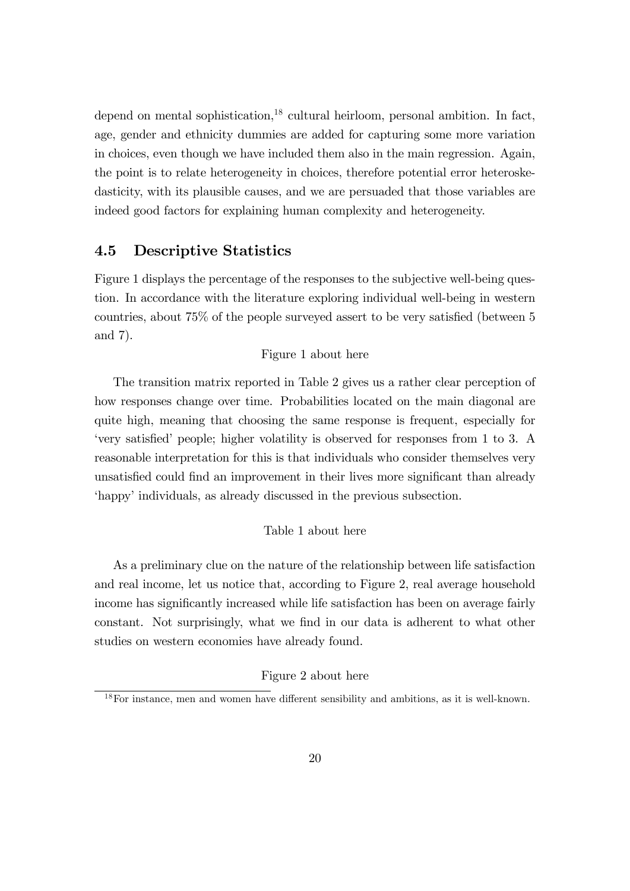depend on mental sophistication,[18] cultural heirloom, personal ambition. In fact, age, gender and ethnicity dummies are added for capturing some more variation in choices, even though we have included them also in the main regression. Again, the point is to relate heterogeneity in choices, therefore potential error heteroskedasticity, with its plausible causes, and we are persuaded that those variables are indeed good factors for explaining human complexity and heterogeneity.

### 4.5 Descriptive Statistics

Figure 1 displays the percentage of the responses to the subjective well-being question. In accordance with the literature exploring individual well-being in western countries, about 75% of the people surveyed assert to be very satisfied (between 5 and 7).

Figure 1 about here

The transition matrix reported in Table 2 gives us a rather clear perception of how responses change over time. Probabilities located on the main diagonal are quite high, meaning that choosing the same response is frequent, especially for 'very satisfied' people; higher volatility is observed for responses from 1 to 3. A reasonable interpretation for this is that individuals who consider themselves very unsatisfied could find an improvement in their lives more significant than already 'happy' individuals, as already discussed in the previous subsection.

Table 1 about here

As a preliminary clue on the nature of the relationship between life satisfaction and real income, let us notice that, according to Figure 2, real average household income has significantly increased while life satisfaction has been on average fairly constant. Not surprisingly, what we find in our data is adherent to what other studies on western economies have already found.

Figure 2 about here

[18] For instance, men and women have different sensibility and ambitions, as it is well-known.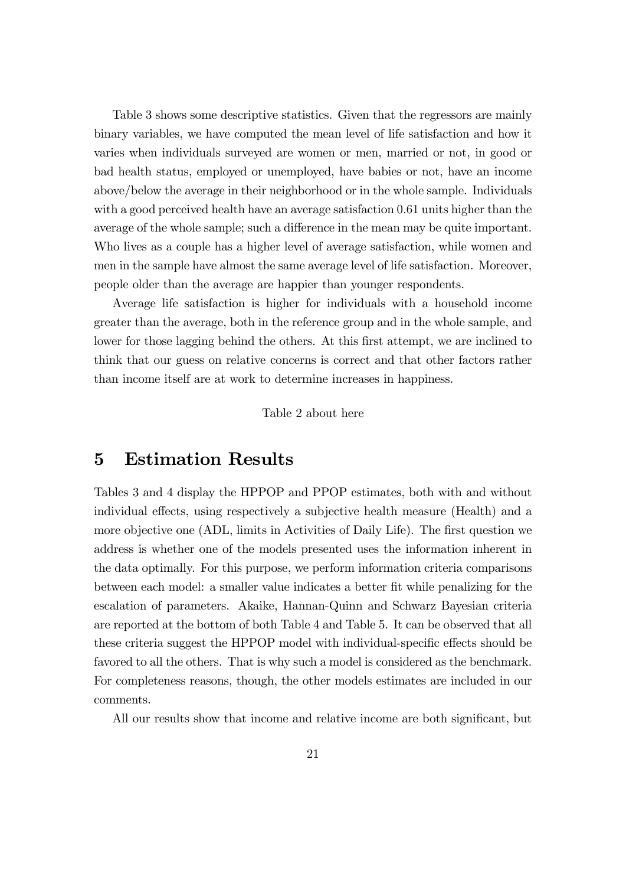Table 3 shows some descriptive statistics. Given that the regressors are mainly binary variables, we have computed the mean level of life satisfaction and how it varies when individuals surveyed are women or men, married or not, in good or bad health status, employed or unemployed, have babies or not, have an income above/below the average in their neighborhood or in the whole sample. Individuals with a good perceived health have an average satisfaction 0.61 units higher than the average of the whole sample; such a difference in the mean may be quite important. Who lives as a couple has a higher level of average satisfaction, while women and men in the sample have almost the same average level of life satisfaction. Moreover, people older than the average are happier than younger respondents.

Average life satisfaction is higher for individuals with a household income greater than the average, both in the reference group and in the whole sample, and lower for those lagging behind the others. At this first attempt, we are inclined to think that our guess on relative concerns is correct and that other factors rather than income itself are at work to determine increases in happiness.

Table 2 about here

# 5 Estimation Results

Tables 3 and 4 display the HPPOP and PPOP estimates, both with and without individual effects, using respectively a subjective health measure (Health) and a more objective one (ADL, limits in Activities of Daily Life). The first question we address is whether one of the models presented uses the information inherent in the data optimally. For this purpose, we perform information criteria comparisons between each model: a smaller value indicates a better fit while penalizing for the escalation of parameters. Akaike, Hannan-Quinn and Schwarz Bayesian criteria are reported at the bottom of both Table 4 and Table 5. It can be observed that all these criteria suggest the HPPOP model with individual-specific effects should be favored to all the others. That is why such a model is considered as the benchmark. For completeness reasons, though, the other models estimates are included in our comments.

All our results show that income and relative income are both significant, but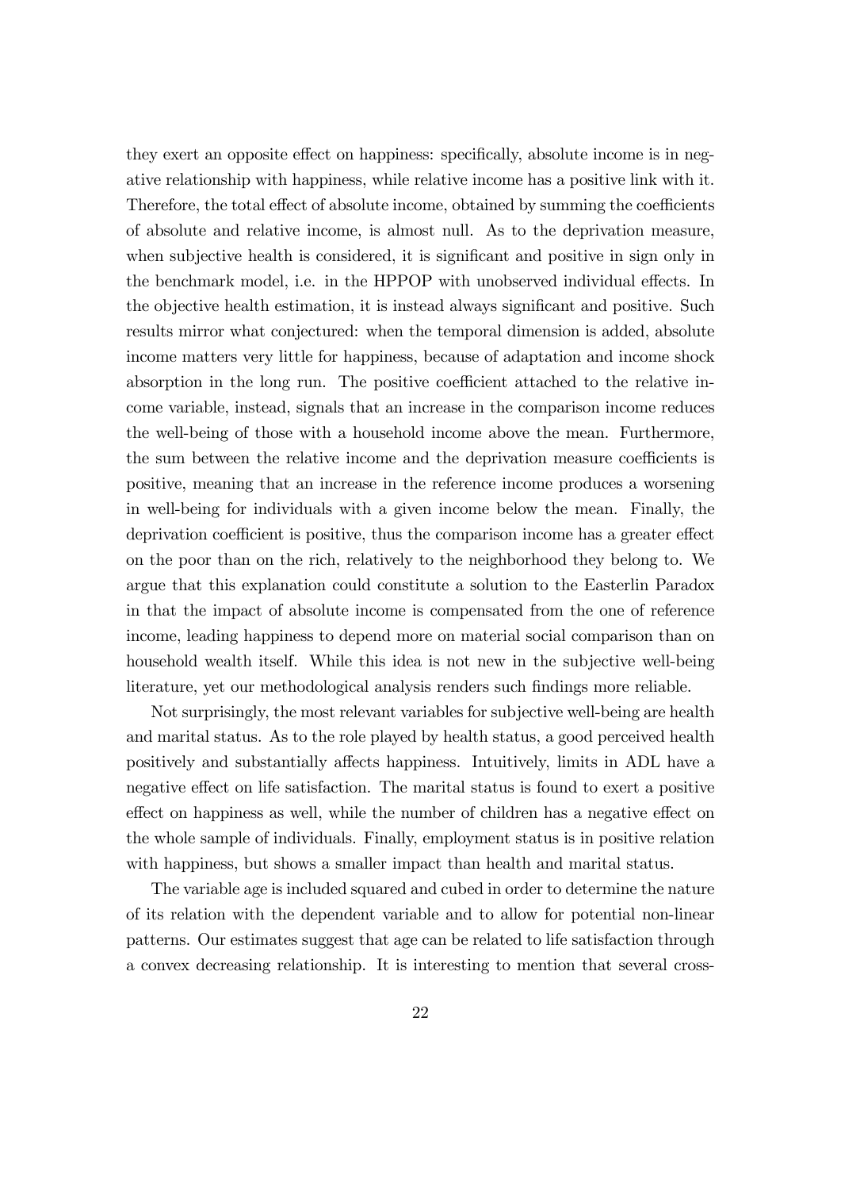they exert an opposite effect on happiness: specifically, absolute income is in negative relationship with happiness, while relative income has a positive link with it. Therefore, the total effect of absolute income, obtained by summing the coefficients of absolute and relative income, is almost null. As to the deprivation measure, when subjective health is considered, it is significant and positive in sign only in the benchmark model, i.e. in the HPPOP with unobserved individual effects. In the objective health estimation, it is instead always significant and positive. Such results mirror what conjectured: when the temporal dimension is added, absolute income matters very little for happiness, because of adaptation and income shock absorption in the long run. The positive coefficient attached to the relative income variable, instead, signals that an increase in the comparison income reduces the well-being of those with a household income above the mean. Furthermore, the sum between the relative income and the deprivation measure coefficients is positive, meaning that an increase in the reference income produces a worsening in well-being for individuals with a given income below the mean. Finally, the deprivation coefficient is positive, thus the comparison income has a greater effect on the poor than on the rich, relatively to the neighborhood they belong to. We argue that this explanation could constitute a solution to the Easterlin Paradox in that the impact of absolute income is compensated from the one of reference income, leading happiness to depend more on material social comparison than on household wealth itself. While this idea is not new in the subjective well-being literature, yet our methodological analysis renders such findings more reliable.

Not surprisingly, the most relevant variables for subjective well-being are health and marital status. As to the role played by health status, a good perceived health positively and substantially affects happiness. Intuitively, limits in ADL have a negative effect on life satisfaction. The marital status is found to exert a positive effect on happiness as well, while the number of children has a negative effect on the whole sample of individuals. Finally, employment status is in positive relation with happiness, but shows a smaller impact than health and marital status.

The variable age is included squared and cubed in order to determine the nature of its relation with the dependent variable and to allow for potential non-linear patterns. Our estimates suggest that age can be related to life satisfaction through a convex decreasing relationship. It is interesting to mention that several cross-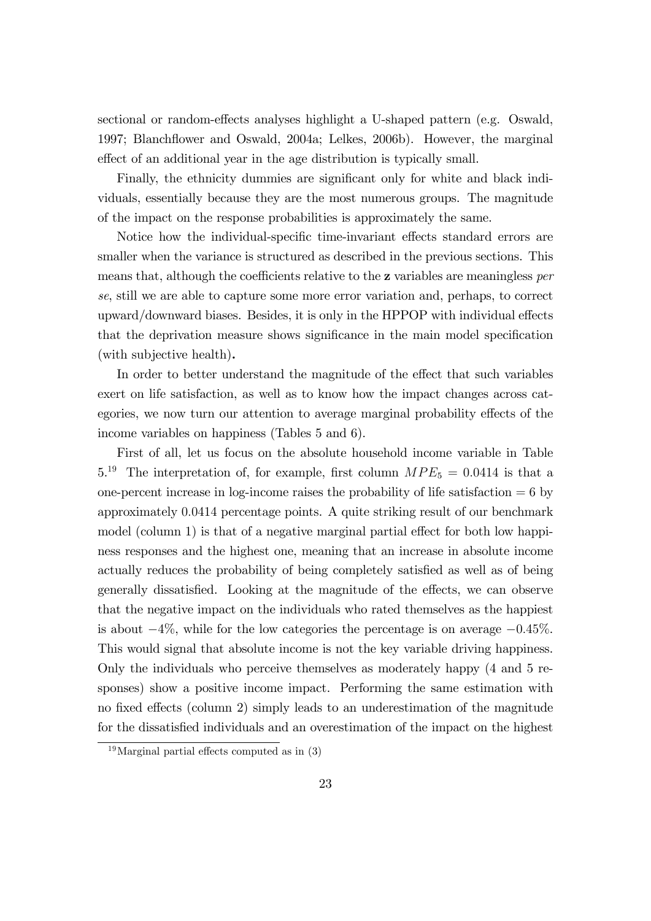sectional or random-effects analyses highlight a U-shaped pattern (e.g. Oswald, 1997; Blanchflower and Oswald, 2004a; Lelkes, 2006b). However, the marginal effect of an additional year in the age distribution is typically small.

Finally, the ethnicity dummies are significant only for white and black individuals, essentially because they are the most numerous groups. The magnitude of the impact on the response probabilities is approximately the same.

Notice how the individual-specific time-invariant effects standard errors are smaller when the variance is structured as described in the previous sections. This means that, although the coefficients relative to the **z** variables are meaningless *per se*, still we are able to capture some more error variation and, perhaps, to correct upward/downward biases. Besides, it is only in the HPPOP with individual effects that the deprivation measure shows significance in the main model specification (with subjective health)**.**

In order to better understand the magnitude of the effect that such variables exert on life satisfaction, as well as to know how the impact changes across categories, we now turn our attention to average marginal probability effects of the income variables on happiness (Tables 5 and 6).

First of all, let us focus on the absolute household income variable in Table 5.[19] The interpretation of, for example, first column $MPE_5 = 0.0414$ is that a one-percent increase in log-income raises the probability of life satisfaction = 6 by approximately 0.0414 percentage points. A quite striking result of our benchmark model (column 1) is that of a negative marginal partial effect for both low happiness responses and the highest one, meaning that an increase in absolute income actually reduces the probability of being completely satisfied as well as of being generally dissatisfied. Looking at the magnitude of the effects, we can observe that the negative impact on the individuals who rated themselves as the happiest is about $-4\%$, while for the low categories the percentage is on average $-0.45\%$. This would signal that absolute income is not the key variable driving happiness. Only the individuals who perceive themselves as moderately happy (4 and 5 responses) show a positive income impact. Performing the same estimation with no fixed effects (column 2) simply leads to an underestimation of the magnitude for the dissatisfied individuals and an overestimation of the impact on the highest

[19] Marginal partial effects computed as in (3)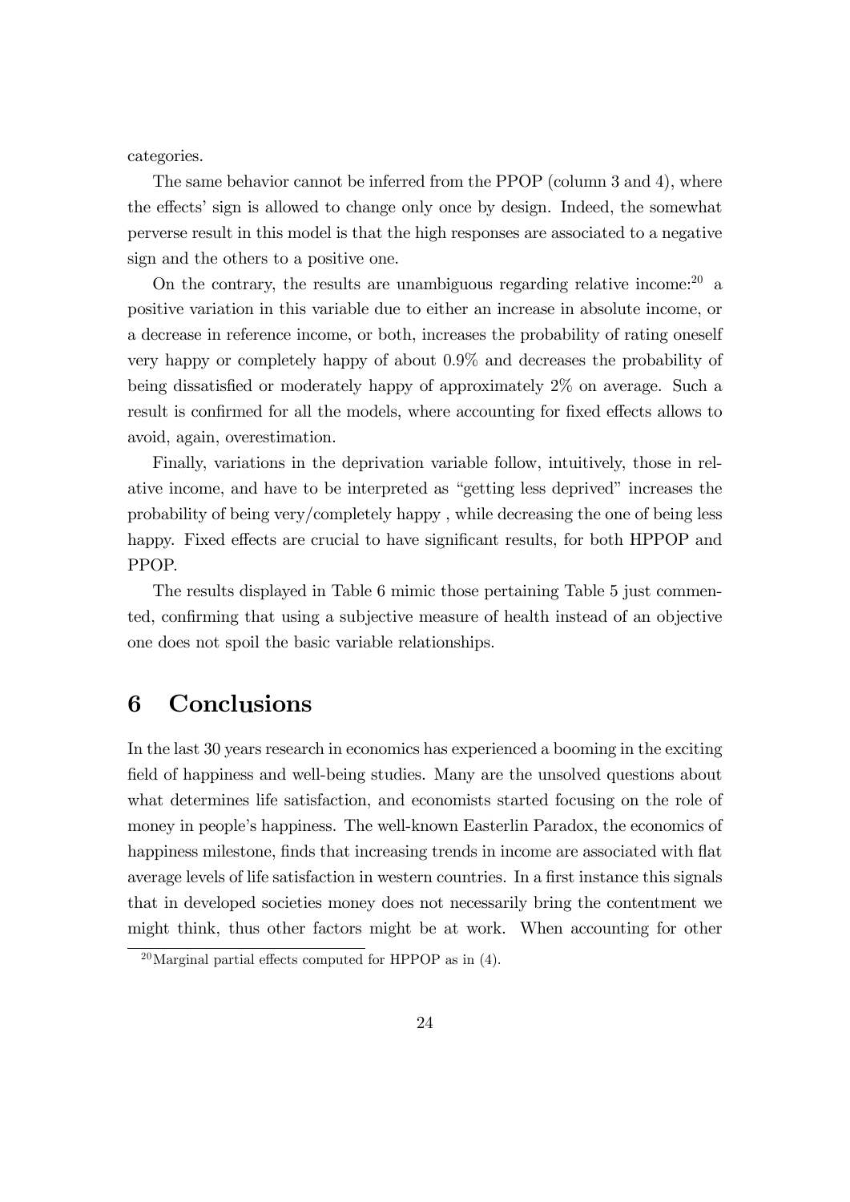categories.

The same behavior cannot be inferred from the PPOP (column 3 and 4), where the effects' sign is allowed to change only once by design. Indeed, the somewhat perverse result in this model is that the high responses are associated to a negative sign and the others to a positive one.

On the contrary, the results are unambiguous regarding relative income:[20] a positive variation in this variable due to either an increase in absolute income, or a decrease in reference income, or both, increases the probability of rating oneself very happy or completely happy of about 0.9% and decreases the probability of being dissatisfied or moderately happy of approximately 2% on average. Such a result is confirmed for all the models, where accounting for fixed effects allows to avoid, again, overestimation.

Finally, variations in the deprivation variable follow, intuitively, those in relative income, and have to be interpreted as "getting less deprived" increases the probability of being very/completely happy , while decreasing the one of being less happy. Fixed effects are crucial to have significant results, for both HPPOP and PPOP.

The results displayed in Table 6 mimic those pertaining Table 5 just commented, confirming that using a subjective measure of health instead of an objective one does not spoil the basic variable relationships.

# 6 Conclusions

In the last 30 years research in economics has experienced a booming in the exciting field of happiness and well-being studies. Many are the unsolved questions about what determines life satisfaction, and economists started focusing on the role of money in people's happiness. The well-known Easterlin Paradox, the economics of happiness milestone, finds that increasing trends in income are associated with flat average levels of life satisfaction in western countries. In a first instance this signals that in developed societies money does not necessarily bring the contentment we might think, thus other factors might be at work. When accounting for other

[20] Marginal partial effects computed for HPPOP as in (4).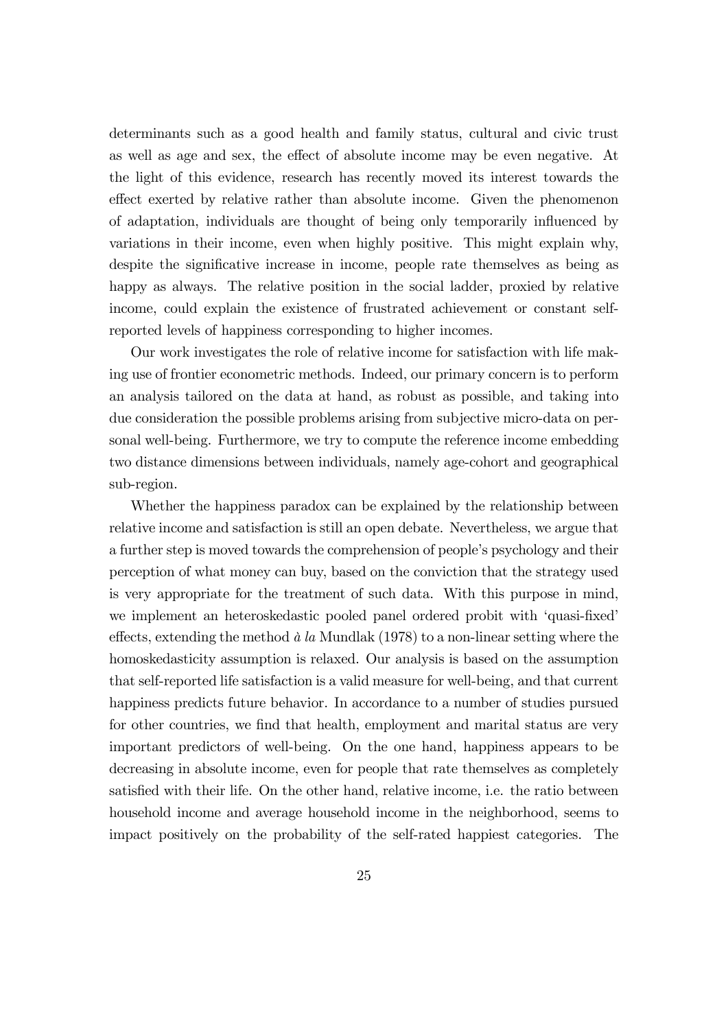determinants such as a good health and family status, cultural and civic trust as well as age and sex, the effect of absolute income may be even negative. At the light of this evidence, research has recently moved its interest towards the effect exerted by relative rather than absolute income. Given the phenomenon of adaptation, individuals are thought of being only temporarily influenced by variations in their income, even when highly positive. This might explain why, despite the significative increase in income, people rate themselves as being as happy as always. The relative position in the social ladder, proxied by relative income, could explain the existence of frustrated achievement or constant self-reported levels of happiness corresponding to higher incomes.

Our work investigates the role of relative income for satisfaction with life making use of frontier econometric methods. Indeed, our primary concern is to perform an analysis tailored on the data at hand, as robust as possible, and taking into due consideration the possible problems arising from subjective micro-data on personal well-being. Furthermore, we try to compute the reference income embedding two distance dimensions between individuals, namely age-cohort and geographical sub-region.

Whether the happiness paradox can be explained by the relationship between relative income and satisfaction is still an open debate. Nevertheless, we argue that a further step is moved towards the comprehension of people's psychology and their perception of what money can buy, based on the conviction that the strategy used is very appropriate for the treatment of such data. With this purpose in mind, we implement an heteroskedastic pooled panel ordered probit with 'quasi-fixed' effects, extending the method *à la* Mundlak (1978) to a non-linear setting where the homoskedasticity assumption is relaxed. Our analysis is based on the assumption that self-reported life satisfaction is a valid measure for well-being, and that current happiness predicts future behavior. In accordance to a number of studies pursued for other countries, we find that health, employment and marital status are very important predictors of well-being. On the one hand, happiness appears to be decreasing in absolute income, even for people that rate themselves as completely satisfied with their life. On the other hand, relative income, i.e. the ratio between household income and average household income in the neighborhood, seems to impact positively on the probability of the self-rated happiest categories. The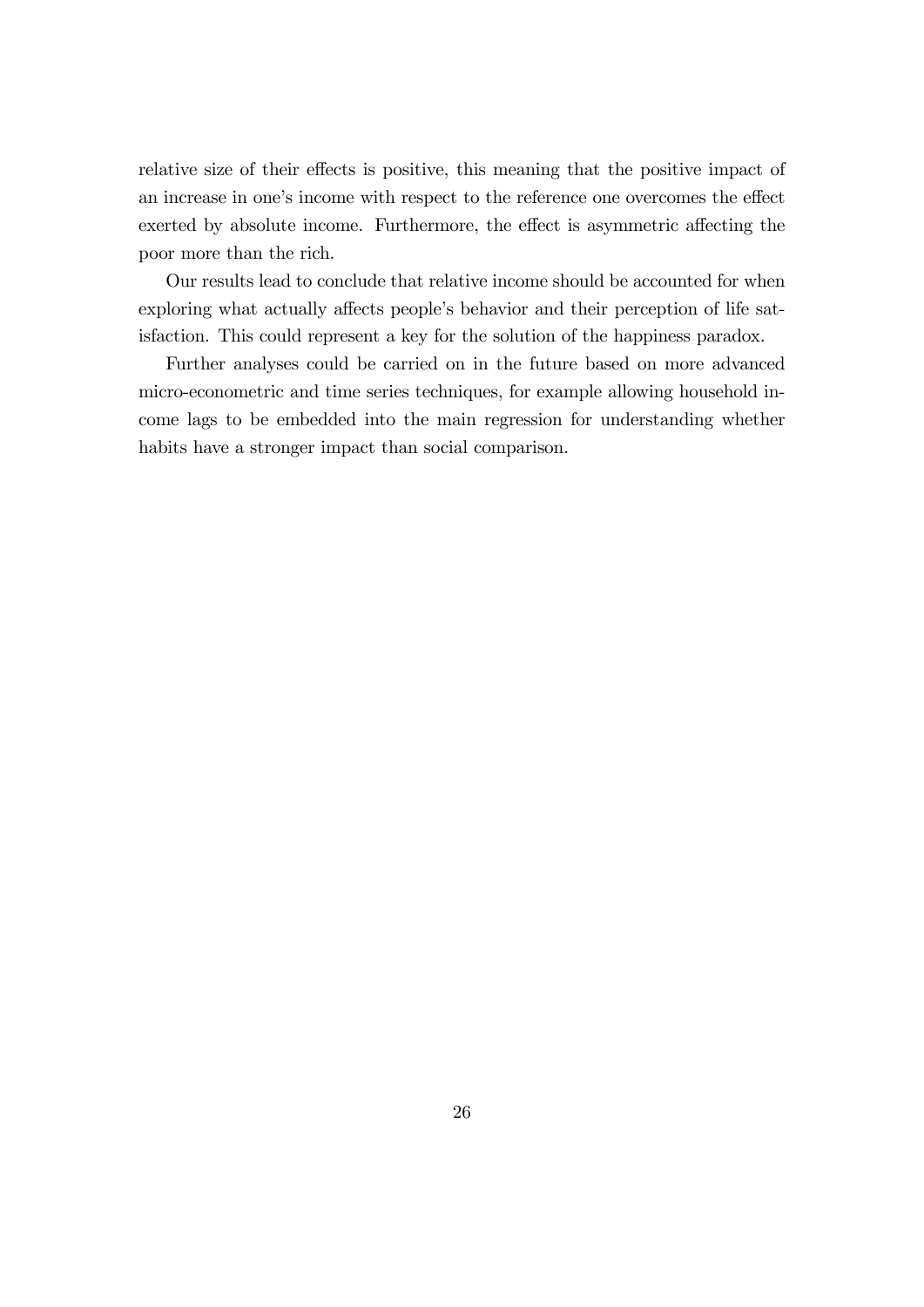relative size of their effects is positive, this meaning that the positive impact of an increase in one's income with respect to the reference one overcomes the effect exerted by absolute income. Furthermore, the effect is asymmetric affecting the poor more than the rich.

Our results lead to conclude that relative income should be accounted for when exploring what actually affects people's behavior and their perception of life satisfaction. This could represent a key for the solution of the happiness paradox.

Further analyses could be carried on in the future based on more advanced micro-econometric and time series techniques, for example allowing household income lags to be embedded into the main regression for understanding whether habits have a stronger impact than social comparison.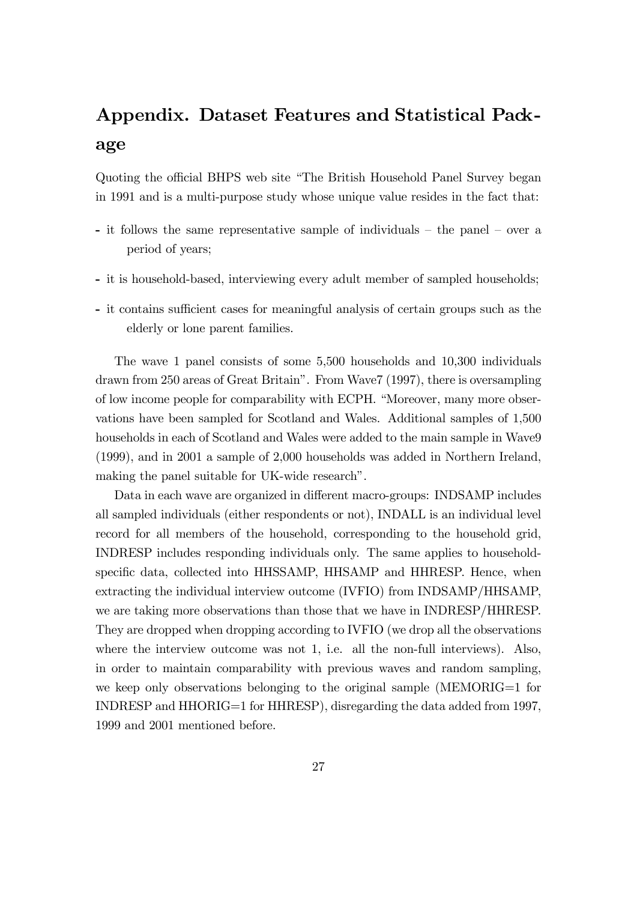# Appendix. Dataset Features and Statistical Package

Quoting the official BHPS web site "The British Household Panel Survey began in 1991 and is a multi-purpose study whose unique value resides in the fact that:

- it follows the same representative sample of individuals – the panel – over a period of years;
- it is household-based, interviewing every adult member of sampled households;
- it contains sufficient cases for meaningful analysis of certain groups such as the elderly or lone parent families.

The wave 1 panel consists of some 5,500 households and 10,300 individuals drawn from 250 areas of Great Britain". From Wave7 (1997), there is oversampling of low income people for comparability with ECPH. "Moreover, many more observations have been sampled for Scotland and Wales. Additional samples of 1,500 households in each of Scotland and Wales were added to the main sample in Wave9 (1999), and in 2001 a sample of 2,000 households was added in Northern Ireland, making the panel suitable for UK-wide research".

Data in each wave are organized in different macro-groups: INDSAMP includes all sampled individuals (either respondents or not), INDALL is an individual level record for all members of the household, corresponding to the household grid, INDRESP includes responding individuals only. The same applies to household-specific data, collected into HHSSAMP, HHSAMP and HHRESP. Hence, when extracting the individual interview outcome (IVFIO) from INDSAMP/HHSAMP, we are taking more observations than those that we have in INDRESP/HHRESP. They are dropped when dropping according to IVFIO (we drop all the observations where the interview outcome was not 1, i.e. all the non-full interviews). Also, in order to maintain comparability with previous waves and random sampling, we keep only observations belonging to the original sample (MEMORIG=1 for INDRESP and HHORIG=1 for HHRESP), disregarding the data added from 1997, 1999 and 2001 mentioned before.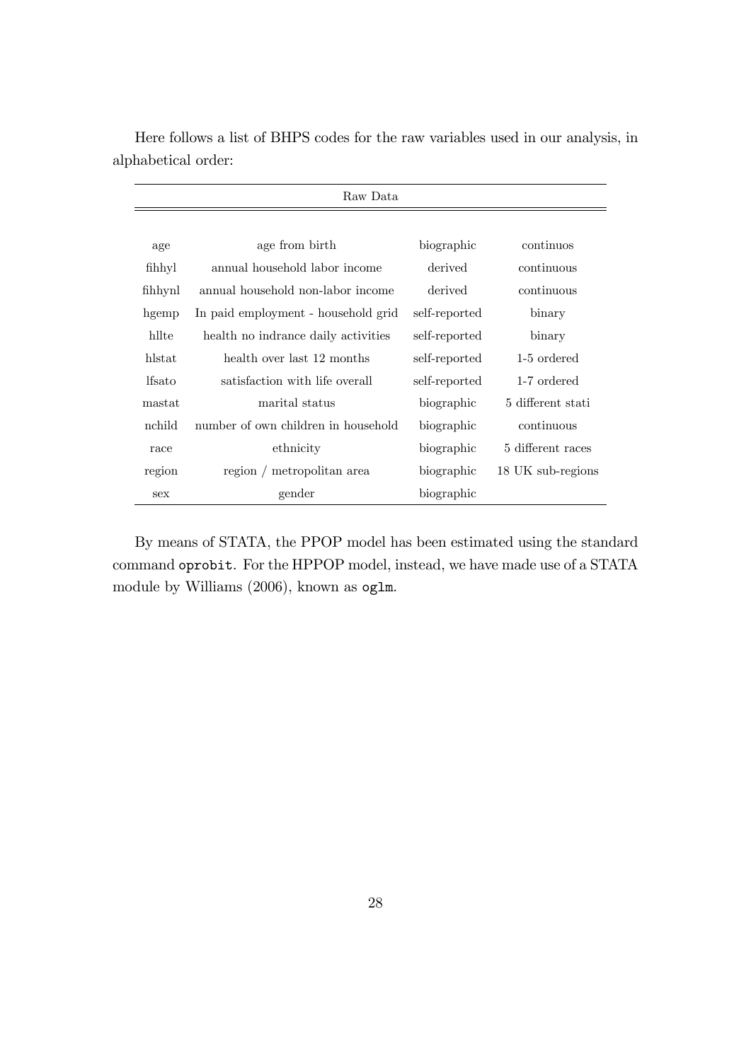Here follows a list of BHPS codes for the raw variables used in our analysis, in alphabetical order:

| Raw Data | | | |
|---|---|---|---|
| age | age from birth | biographic | continuos |
| fihhyl | annual household labor income | derived | continuous |
| fihhynl | annual household non-labor income | derived | continuous |
| hgemp | In paid employment - household grid | self-reported | binary |
| hllte | health no indrance daily activities | self-reported | binary |
| hlstat | health over last 12 months | self-reported | 1-5 ordered |
| lfsato | satisfaction with life overall | self-reported | 1-7 ordered |
| mastat | marital status | biographic | 5 different stati |
| nchild | number of own children in household | biographic | continuous |
| race | ethnicity | biographic | 5 different races |
| region | region / metropolitan area | biographic | 18 UK sub-regions |
| sex | gender | biographic | |

By means of STATA, the PPOP model has been estimated using the standard command `oprobit`. For the HPPOP model, instead, we have made use of a STATA module by Williams (2006), known as `oglm`.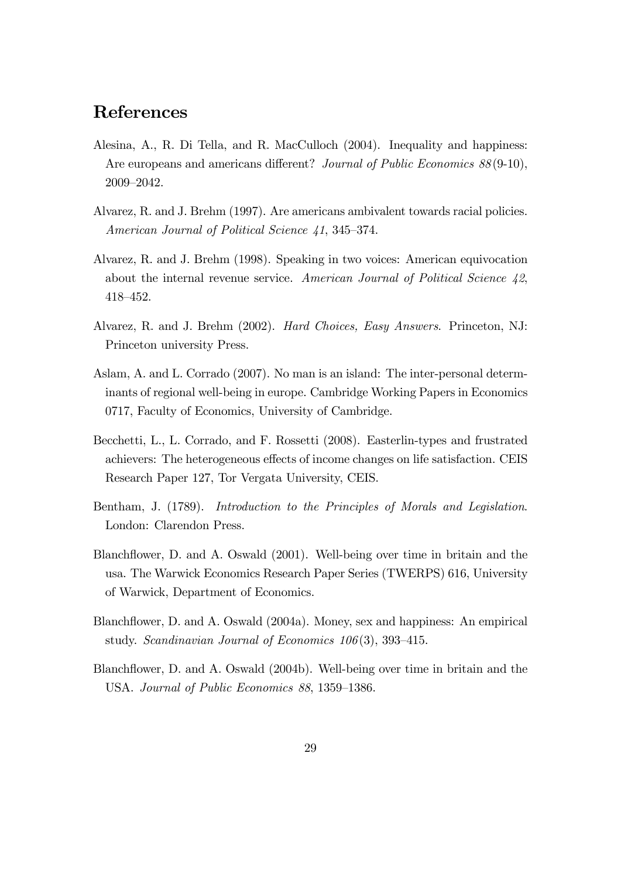# References

Alesina, A., R. Di Tella, and R. MacCulloch (2004). Inequality and happiness: Are europeans and americans different? *Journal of Public Economics 88*(9-10), 2009–2042.

Alvarez, R. and J. Brehm (1997). Are americans ambivalent towards racial policies. *American Journal of Political Science 41*, 345–374.

Alvarez, R. and J. Brehm (1998). Speaking in two voices: American equivocation about the internal revenue service. *American Journal of Political Science 42*, 418–452.

Alvarez, R. and J. Brehm (2002). *Hard Choices, Easy Answers*. Princeton, NJ: Princeton university Press.

Aslam, A. and L. Corrado (2007). No man is an island: The inter-personal determinants of regional well-being in europe. Cambridge Working Papers in Economics 0717, Faculty of Economics, University of Cambridge.

Becchetti, L., L. Corrado, and F. Rossetti (2008). Easterlin-types and frustrated achievers: The heterogeneous effects of income changes on life satisfaction. CEIS Research Paper 127, Tor Vergata University, CEIS.

Bentham, J. (1789). *Introduction to the Principles of Morals and Legislation*. London: Clarendon Press.

Blanchflower, D. and A. Oswald (2001). Well-being over time in britain and the usa. The Warwick Economics Research Paper Series (TWERPS) 616, University of Warwick, Department of Economics.

Blanchflower, D. and A. Oswald (2004a). Money, sex and happiness: An empirical study. *Scandinavian Journal of Economics 106*(3), 393–415.

Blanchflower, D. and A. Oswald (2004b). Well-being over time in britain and the USA. *Journal of Public Economics 88*, 1359–1386.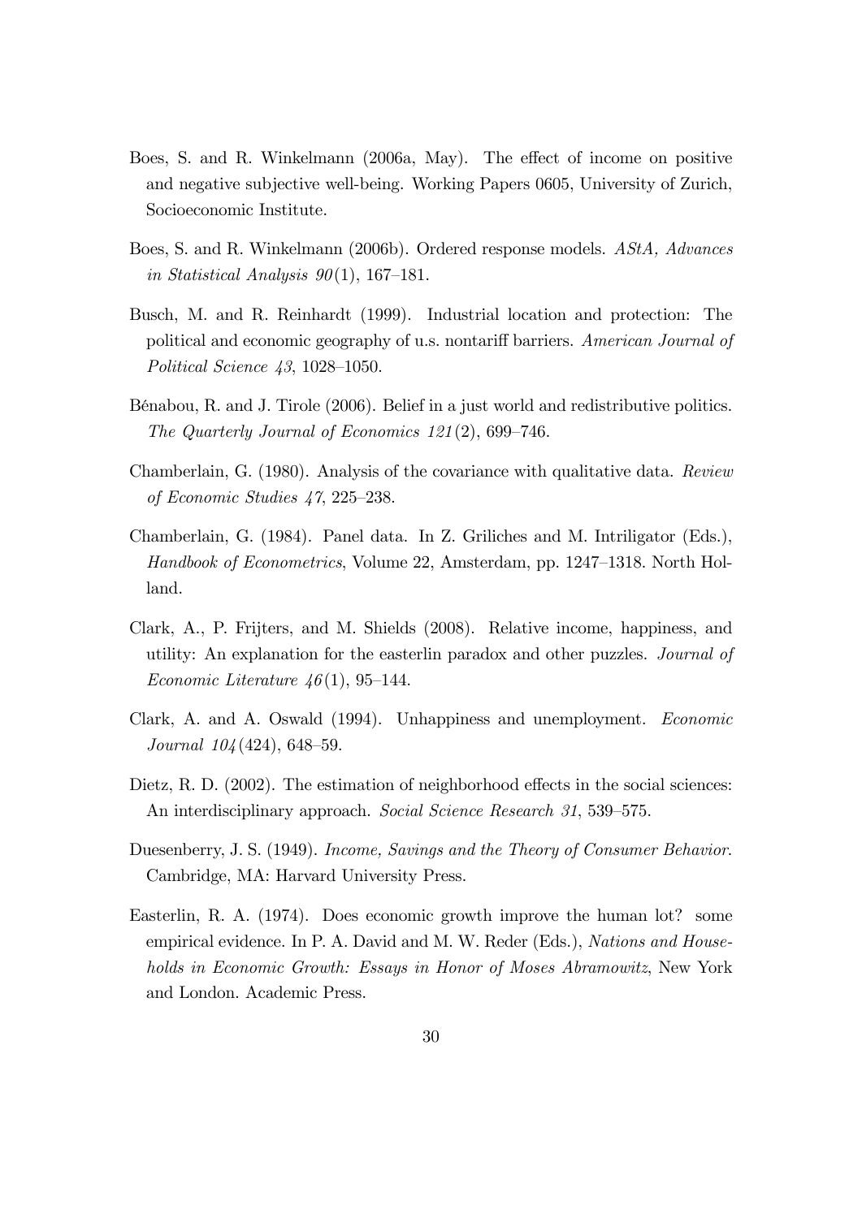Boes, S. and R. Winkelmann (2006a, May). The effect of income on positive and negative subjective well-being. Working Papers 0605, University of Zurich, Socioeconomic Institute.

Boes, S. and R. Winkelmann (2006b). Ordered response models. *AStA, Advances in Statistical Analysis 90*(1), 167–181.

Busch, M. and R. Reinhardt (1999). Industrial location and protection: The political and economic geography of u.s. nontariff barriers. *American Journal of Political Science 43*, 1028–1050.

Bénabou, R. and J. Tirole (2006). Belief in a just world and redistributive politics. *The Quarterly Journal of Economics 121*(2), 699–746.

Chamberlain, G. (1980). Analysis of the covariance with qualitative data. *Review of Economic Studies 47*, 225–238.

Chamberlain, G. (1984). Panel data. In Z. Griliches and M. Intriligator (Eds.), *Handbook of Econometrics*, Volume 22, Amsterdam, pp. 1247–1318. North Holland.

Clark, A., P. Frijters, and M. Shields (2008). Relative income, happiness, and utility: An explanation for the easterlin paradox and other puzzles. *Journal of Economic Literature 46*(1), 95–144.

Clark, A. and A. Oswald (1994). Unhappiness and unemployment. *Economic Journal 104*(424), 648–59.

Dietz, R. D. (2002). The estimation of neighborhood effects in the social sciences: An interdisciplinary approach. *Social Science Research 31*, 539–575.

Duesenberry, J. S. (1949). *Income, Savings and the Theory of Consumer Behavior*. Cambridge, MA: Harvard University Press.

Easterlin, R. A. (1974). Does economic growth improve the human lot? some empirical evidence. In P. A. David and M. W. Reder (Eds.), *Nations and Households in Economic Growth: Essays in Honor of Moses Abramowitz*, New York and London. Academic Press.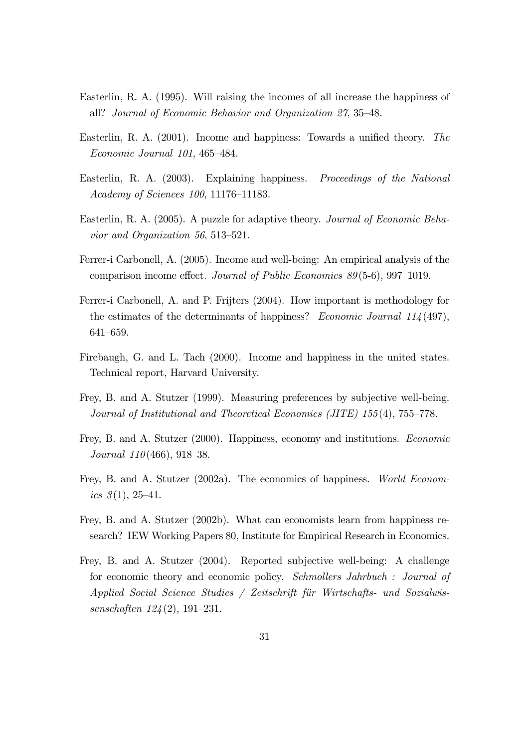Easterlin, R. A. (1995). Will raising the incomes of all increase the happiness of all? *Journal of Economic Behavior and Organization 27*, 35–48.

Easterlin, R. A. (2001). Income and happiness: Towards a unified theory. *The Economic Journal 101*, 465–484.

Easterlin, R. A. (2003). Explaining happiness. *Proceedings of the National Academy of Sciences 100*, 11176–11183.

Easterlin, R. A. (2005). A puzzle for adaptive theory. *Journal of Economic Behavior and Organization 56*, 513–521.

Ferrer-i Carbonell, A. (2005). Income and well-being: An empirical analysis of the comparison income effect. *Journal of Public Economics 89*(5-6), 997–1019.

Ferrer-i Carbonell, A. and P. Frijters (2004). How important is methodology for the estimates of the determinants of happiness? *Economic Journal 114*(497), 641–659.

Firebaugh, G. and L. Tach (2000). Income and happiness in the united states. Technical report, Harvard University.

Frey, B. and A. Stutzer (1999). Measuring preferences by subjective well-being. *Journal of Institutional and Theoretical Economics (JITE) 155*(4), 755–778.

Frey, B. and A. Stutzer (2000). Happiness, economy and institutions. *Economic Journal 110*(466), 918–38.

Frey, B. and A. Stutzer (2002a). The economics of happiness. *World Economics 3*(1), 25–41.

Frey, B. and A. Stutzer (2002b). What can economists learn from happiness research? IEW Working Papers 80, Institute for Empirical Research in Economics.

Frey, B. and A. Stutzer (2004). Reported subjective well-being: A challenge for economic theory and economic policy. *Schmollers Jahrbuch : Journal of Applied Social Science Studies / Zeitschrift für Wirtschafts- und Sozialwissenschaften 124*(2), 191–231.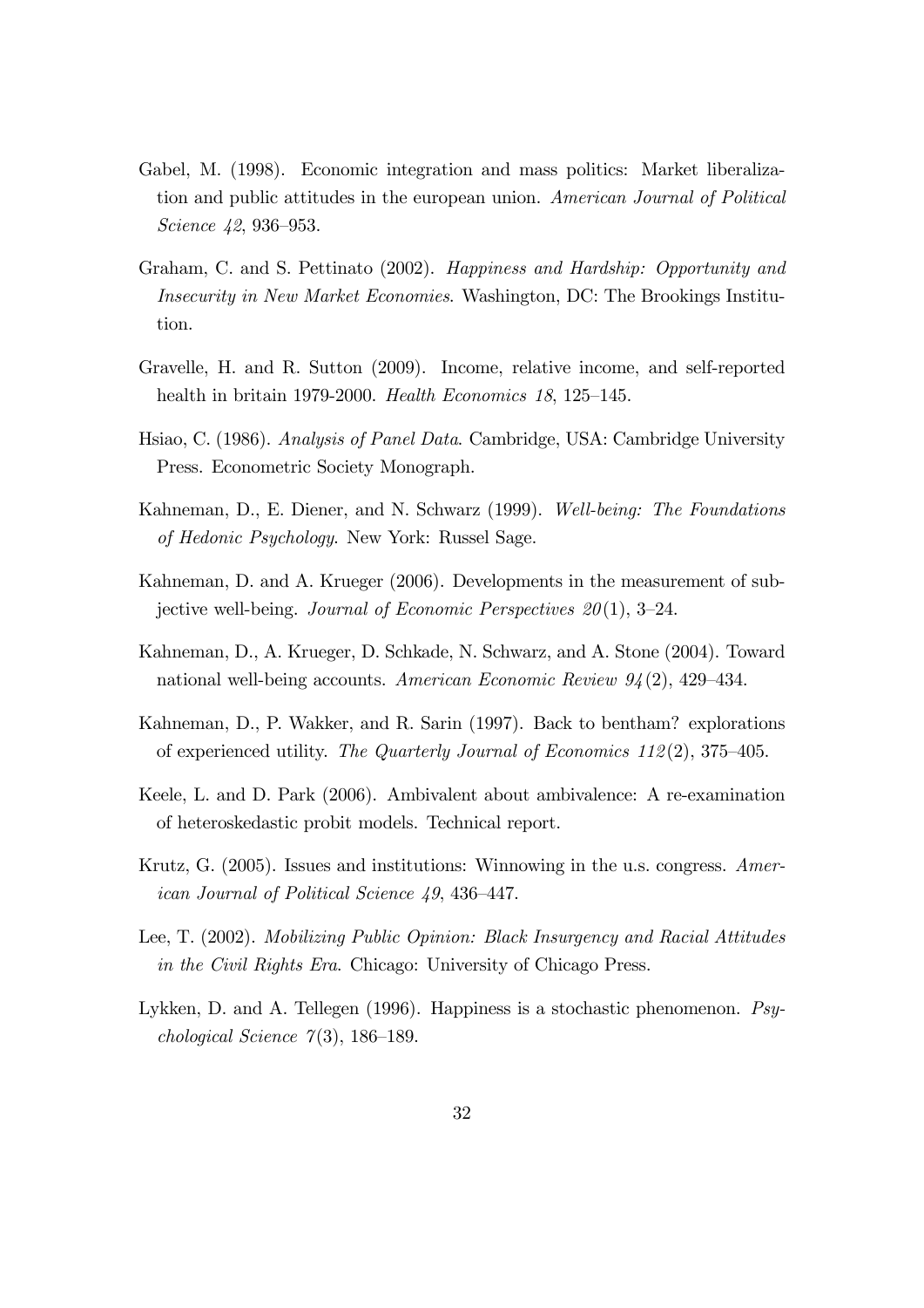Gabel, M. (1998). Economic integration and mass politics: Market liberalization and public attitudes in the european union. *American Journal of Political Science 42*, 936–953.

Graham, C. and S. Pettinato (2002). *Happiness and Hardship: Opportunity and Insecurity in New Market Economies*. Washington, DC: The Brookings Institution.

Gravelle, H. and R. Sutton (2009). Income, relative income, and self-reported health in britain 1979-2000. *Health Economics 18*, 125–145.

Hsiao, C. (1986). *Analysis of Panel Data*. Cambridge, USA: Cambridge University Press. Econometric Society Monograph.

Kahneman, D., E. Diener, and N. Schwarz (1999). *Well-being: The Foundations of Hedonic Psychology*. New York: Russel Sage.

Kahneman, D. and A. Krueger (2006). Developments in the measurement of subjective well-being. *Journal of Economic Perspectives 20*(1), 3–24.

Kahneman, D., A. Krueger, D. Schkade, N. Schwarz, and A. Stone (2004). Toward national well-being accounts. *American Economic Review 94*(2), 429–434.

Kahneman, D., P. Wakker, and R. Sarin (1997). Back to bentham? explorations of experienced utility. *The Quarterly Journal of Economics 112*(2), 375–405.

Keele, L. and D. Park (2006). Ambivalent about ambivalence: A re-examination of heteroskedastic probit models. Technical report.

Krutz, G. (2005). Issues and institutions: Winnowing in the u.s. congress. *American Journal of Political Science 49*, 436–447.

Lee, T. (2002). *Mobilizing Public Opinion: Black Insurgency and Racial Attitudes in the Civil Rights Era*. Chicago: University of Chicago Press.

Lykken, D. and A. Tellegen (1996). Happiness is a stochastic phenomenon. *Psychological Science 7*(3), 186–189.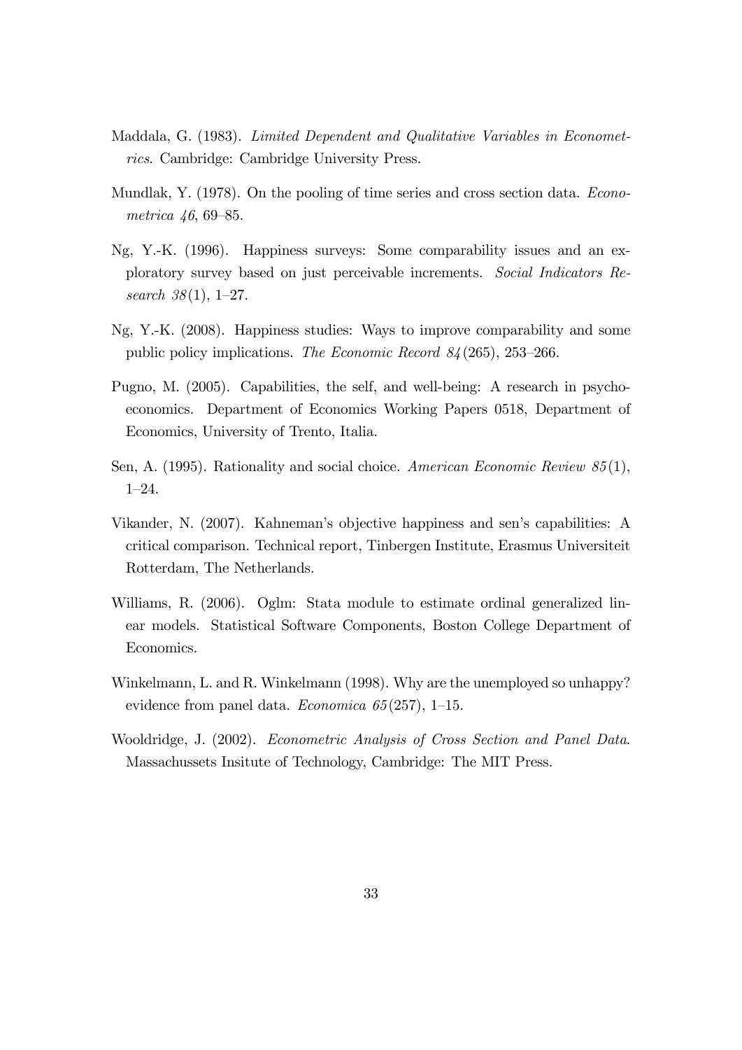Maddala, G. (1983). *Limited Dependent and Qualitative Variables in Econometrics*. Cambridge: Cambridge University Press.

Mundlak, Y. (1978). On the pooling of time series and cross section data. *Econometrica 46*, 69–85.

Ng, Y.-K. (1996). Happiness surveys: Some comparability issues and an exploratory survey based on just perceivable increments. *Social Indicators Research 38*(1), 1–27.

Ng, Y.-K. (2008). Happiness studies: Ways to improve comparability and some public policy implications. *The Economic Record 84*(265), 253–266.

Pugno, M. (2005). Capabilities, the self, and well-being: A research in psychoeconomics. Department of Economics Working Papers 0518, Department of Economics, University of Trento, Italia.

Sen, A. (1995). Rationality and social choice. *American Economic Review 85*(1), 1–24.

Vikander, N. (2007). Kahneman's objective happiness and sen's capabilities: A critical comparison. Technical report, Tinbergen Institute, Erasmus Universiteit Rotterdam, The Netherlands.

Williams, R. (2006). Oglm: Stata module to estimate ordinal generalized linear models. Statistical Software Components, Boston College Department of Economics.

Winkelmann, L. and R. Winkelmann (1998). Why are the unemployed so unhappy? evidence from panel data. *Economica 65*(257), 1–15.

Wooldridge, J. (2002). *Econometric Analysis of Cross Section and Panel Data*. Massachussets Insitute of Technology, Cambridge: The MIT Press.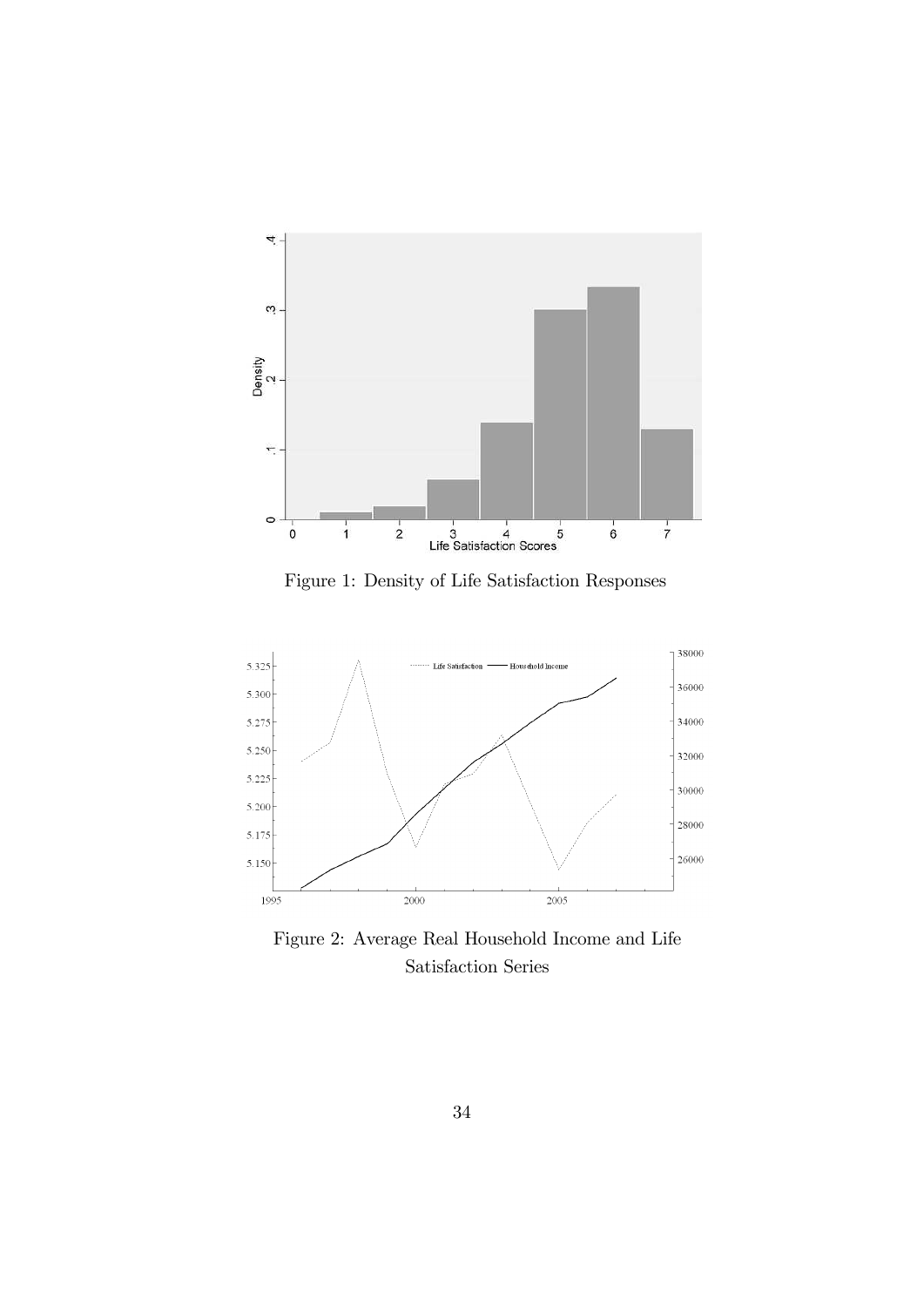Figure 1: Density of Life Satisfaction Responses

Figure 2: Average Real Household Income and Life Satisfaction Series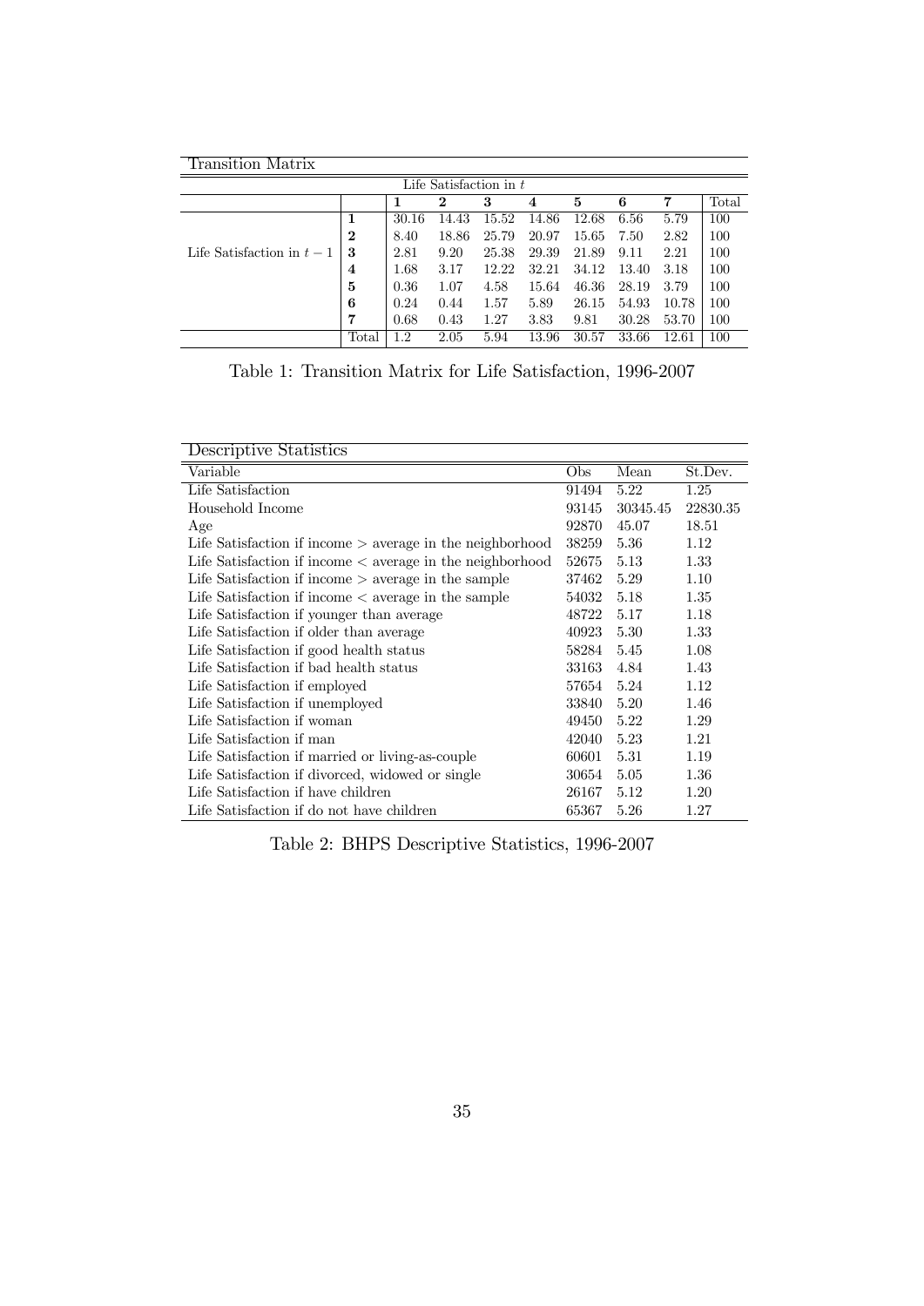| Transition Matrix | | | | | | | | | |
|---|---|---|---|---|---|---|---|---|---|
| | | Life Satisfaction in $t$ | | | | | | | |
| | | **1** | **2** | **3** | **4** | **5** | **6** | **7** | Total |
| Life Satisfaction in $t-1$ | **1** | 30.16 | 14.43 | 15.52 | 14.86 | 12.68 | 6.56 | 5.79 | 100 |
| | **2** | 8.40 | 18.86 | 25.79 | 20.97 | 15.65 | 7.50 | 2.82 | 100 |
| | **3** | 2.81 | 9.20 | 25.38 | 29.39 | 21.89 | 9.11 | 2.21 | 100 |
| | **4** | 1.68 | 3.17 | 12.22 | 32.21 | 34.12 | 13.40 | 3.18 | 100 |
| | **5** | 0.36 | 1.07 | 4.58 | 15.64 | 46.36 | 28.19 | 3.79 | 100 |
| | **6** | 0.24 | 0.44 | 1.57 | 5.89 | 26.15 | 54.93 | 10.78 | 100 |
| | **7** | 0.68 | 0.43 | 1.27 | 3.83 | 9.81 | 30.28 | 53.70 | 100 |
| | Total | 1.2 | 2.05 | 5.94 | 13.96 | 30.57 | 33.66 | 12.61 | 100 |

Table 1: Transition Matrix for Life Satisfaction, 1996-2007

| Descriptive Statistics | | | |
|---|---|---|---|
| Variable | Obs | Mean | St.Dev. |
| Life Satisfaction | 91494 | 5.22 | 1.25 |
| Household Income | 93145 | 30345.45 | 22830.35 |
| Age | 92870 | 45.07 | 18.51 |
| Life Satisfaction if income > average in the neighborhood | 38259 | 5.36 | 1.12 |
| Life Satisfaction if income < average in the neighborhood | 52675 | 5.13 | 1.33 |
| Life Satisfaction if income > average in the sample | 37462 | 5.29 | 1.10 |
| Life Satisfaction if income < average in the sample | 54032 | 5.18 | 1.35 |
| Life Satisfaction if younger than average | 48722 | 5.17 | 1.18 |
| Life Satisfaction if older than average | 40923 | 5.30 | 1.33 |
| Life Satisfaction if good health status | 58284 | 5.45 | 1.08 |
| Life Satisfaction if bad health status | 33163 | 4.84 | 1.43 |
| Life Satisfaction if employed | 57654 | 5.24 | 1.12 |
| Life Satisfaction if unemployed | 33840 | 5.20 | 1.46 |
| Life Satisfaction if woman | 49450 | 5.22 | 1.29 |
| Life Satisfaction if man | 42040 | 5.23 | 1.21 |
| Life Satisfaction if married or living-as-couple | 60601 | 5.31 | 1.19 |
| Life Satisfaction if divorced, widowed or single | 30654 | 5.05 | 1.36 |
| Life Satisfaction if have children | 26167 | 5.12 | 1.20 |
| Life Satisfaction if do not have children | 65367 | 5.26 | 1.27 |

Table 2: BHPS Descriptive Statistics, 1996-2007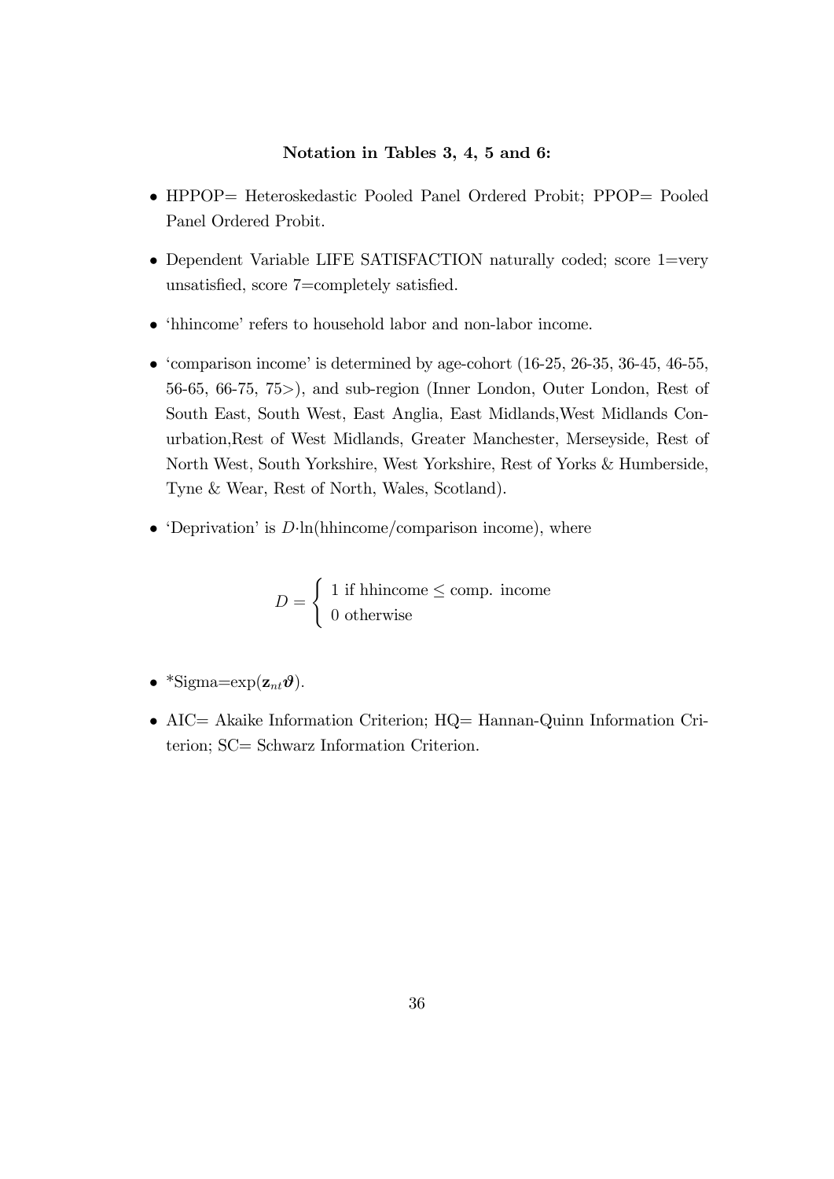**Notation in Tables 3, 4, 5 and 6:**

- HPPOP= Heteroskedastic Pooled Panel Ordered Probit; PPOP= Pooled Panel Ordered Probit.
- Dependent Variable LIFE SATISFACTION naturally coded; score 1=very unsatisfied, score 7=completely satisfied.
- 'hhincome' refers to household labor and non-labor income.
- 'comparison income' is determined by age-cohort (16-25, 26-35, 36-45, 46-55, 56-65, 66-75, 75>), and sub-region (Inner London, Outer London, Rest of South East, South West, East Anglia, East Midlands,West Midlands Conurbation,Rest of West Midlands, Greater Manchester, Merseyside, Rest of North West, South Yorkshire, West Yorkshire, Rest of Yorks & Humberside, Tyne & Wear, Rest of North, Wales, Scotland).
- 'Deprivation' is $D \cdot \ln(\text{hhincome}/\text{comparison income})$, where

$$D = \begin{cases} 1 \text{ if hhincome} \leq \text{comp. income} \\ 0 \text{ otherwise} \end{cases}$$

- *Sigma=$\exp(\mathbf{z}_{nt}\boldsymbol{\vartheta})$.
- AIC= Akaike Information Criterion; HQ= Hannan-Quinn Information Criterion; SC= Schwarz Information Criterion.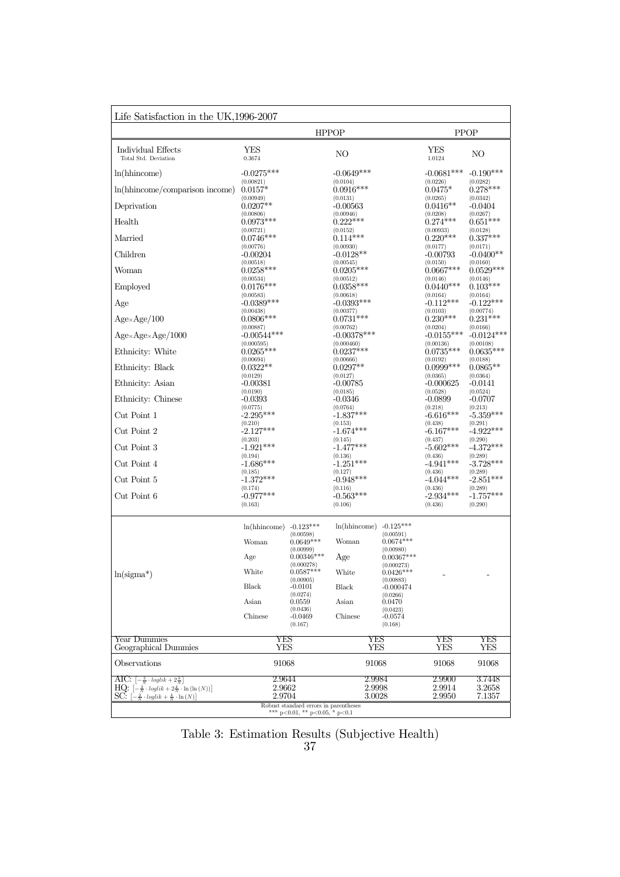| Life Satisfaction in the UK,1996-2007 | | | | | | |
|---|---|---|---|---|---|---|
| | HPPOP | | | | PPOP | |
| Individual Effects<br>Total Std. Deviation | YES<br>0.3674 | | NO | | YES<br>1.0124 | NO |
| ln(hhincome) | -0.0275***<br>(0.00821) | | -0.0649***<br>(0.0104) | | -0.0681***<br>(0.0226) | -0.190***<br>(0.0282) |
| ln(hhincome/comparison income) | 0.0157*<br>(0.00949) | | 0.0916***<br>(0.0131) | | 0.0475*<br>(0.0265) | 0.278***<br>(0.0342) |
| Deprivation | 0.0207**<br>(0.00806) | | -0.00563<br>(0.00946) | | 0.0416**<br>(0.0208) | -0.0404<br>(0.0267) |
| Health | 0.0973***<br>(0.00721) | | 0.222***<br>(0.0152) | | 0.274***<br>(0.00933) | 0.651***<br>(0.0128) |
| Married | 0.0746***<br>(0.00776) | | 0.114***<br>(0.00930) | | 0.220***<br>(0.0177) | 0.337***<br>(0.0171) |
| Children | -0.00204<br>(0.00518) | | -0.0128**<br>(0.00545) | | -0.00793<br>(0.0150) | -0.0400**<br>(0.0160) |
| Woman | 0.0258***<br>(0.00534) | | 0.0205***<br>(0.00512) | | 0.0667***<br>(0.0146) | 0.0529***<br>(0.0146) |
| Employed | 0.0176***<br>(0.00583) | | 0.0358***<br>(0.00618) | | 0.0440***<br>(0.0164) | 0.103***<br>(0.0164) |
| Age | -0.0389***<br>(0.00438) | | -0.0393***<br>(0.00377) | | -0.112***<br>(0.0103) | -0.122***<br>(0.00774) |
| Age×Age/100 | 0.0806***<br>(0.00887) | | 0.0731***<br>(0.00762) | | 0.230***<br>(0.0204) | 0.231***<br>(0.0166) |
| Age×Age×Age/1000 | -0.00544***<br>(0.000595) | | -0.00378***<br>(0.000460) | | -0.0155***<br>(0.00136) | -0.0124***<br>(0.00108) |
| Ethnicity: White | 0.0265***<br>(0.00694) | | 0.0237***<br>(0.00666) | | 0.0735***<br>(0.0192) | 0.0635***<br>(0.0188) |
| Ethnicity: Black | 0.0322**<br>(0.0129) | | 0.0297**<br>(0.0127) | | 0.0999***<br>(0.0365) | 0.0865**<br>(0.0364) |
| Ethnicity: Asian | -0.00381<br>(0.0190) | | -0.00785<br>(0.0185) | | -0.000625<br>(0.0528) | -0.0141<br>(0.0524) |
| Ethnicity: Chinese | -0.0393<br>(0.0775) | | -0.0346<br>(0.0764) | | -0.0899<br>(0.218) | -0.0707<br>(0.213) |
| Cut Point 1 | -2.295***<br>(0.210) | | -1.837***<br>(0.153) | | -6.616***<br>(0.438) | -5.359***<br>(0.291) |
| Cut Point 2 | -2.127***<br>(0.203) | | -1.674***<br>(0.145) | | -6.167***<br>(0.437) | -4.922***<br>(0.290) |
| Cut Point 3 | -1.921***<br>(0.194) | | -1.477***<br>(0.136) | | -5.602***<br>(0.436) | -4.372***<br>(0.289) |
| Cut Point 4 | -1.686***<br>(0.185) | | -1.251***<br>(0.127) | | -4.941***<br>(0.436) | -3.728***<br>(0.289) |
| Cut Point 5 | -1.372***<br>(0.174) | | -0.948***<br>(0.116) | | -4.044***<br>(0.436) | -2.851***<br>(0.289) |
| Cut Point 6 | -0.977***<br>(0.163) | | -0.563***<br>(0.106) | | -2.934***<br>(0.436) | -1.757***<br>(0.290) |
| ln(sigma*) | ln(hhincome) | -0.123***<br>(0.00598) | ln(hhincome) | -0.125***<br>(0.00591) | - | - |
| | Woman | 0.0649***<br>(0.00999) | Woman | 0.0674***<br>(0.00980) | | |
| | Age | 0.00346***<br>(0.000278) | Age | 0.00367***<br>(0.000273) | | |
| | White | 0.0587***<br>(0.00905) | White | 0.0426***<br>(0.00883) | | |
| | Black | -0.0101<br>(0.0274) | Black | -0.000474<br>(0.0266) | | |
| | Asian | 0.0559<br>(0.0436) | Asian | 0.0470<br>(0.0423) | | |
| | Chinese | -0.0469<br>(0.167) | Chinese | -0.0574<br>(0.168) | | |
| Year Dummies | YES | | YES | | YES | YES |
| Geographical Dummies | YES | | YES | | YES | YES |
| Observations | 91068 | | 91068 | | 91068 | 91068 |
| AIC: $\left[-\frac{2}{N}\cdot loglik + 2\frac{k}{N}\right]$ | 2.9644 | | 2.9984 | | 2.9900 | 3.7448 |
| HQ: $\left[-\frac{2}{N}\cdot loglik + 2\frac{k}{N}\cdot \ln(\ln(N))\right]$ | 2.9662 | | 2.9998 | | 2.9914 | 3.2658 |
| SC: $\left[-\frac{2}{N}\cdot loglik + \frac{k}{N}\cdot \ln(N)\right]$ | 2.9704 | | 3.0028 | | 2.9950 | 7.1357 |

Robust standard errors in parentheses
*** p<0.01, ** p<0.05, * p<0.1

Table 3: Estimation Results (Subjective Health)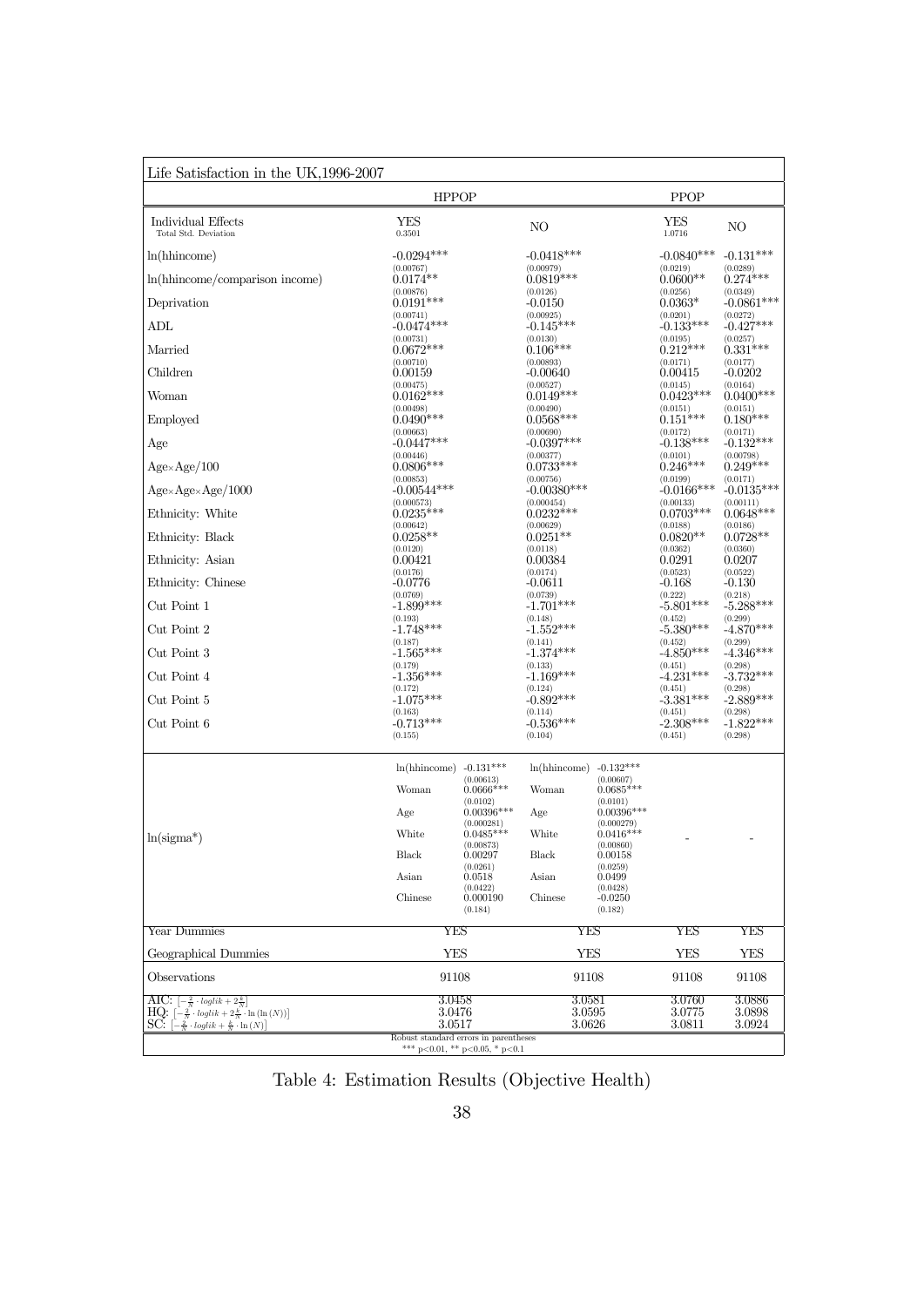| Life Satisfaction in the UK, 1996-2007 | | | | | | |
|---|---|---|---|---|---|---|
| | HPPOP | | | | PPOP | |
| Individual Effects<br>Total Std. Deviation | YES<br>0.3501 | | NO | | YES<br>1.0716 | NO |
| ln(hhincome) | -0.0294***<br>(0.00767) | | -0.0418***<br>(0.00979) | | -0.0840***<br>(0.0219) | -0.131***<br>(0.0289) |
| ln(hhincome/comparison income) | 0.0174**<br>(0.00876) | | 0.0819***<br>(0.0126) | | 0.0600**<br>(0.0256) | 0.274***<br>(0.0349) |
| Deprivation | 0.0191***<br>(0.00741) | | -0.0150<br>(0.00925) | | 0.0363*<br>(0.0201) | -0.0861***<br>(0.0272) |
| ADL | -0.0474***<br>(0.00731) | | -0.145***<br>(0.0130) | | -0.133***<br>(0.0195) | -0.427***<br>(0.0257) |
| Married | 0.0672***<br>(0.00710) | | 0.106***<br>(0.00893) | | 0.212***<br>(0.0171) | 0.331***<br>(0.0177) |
| Children | 0.00159<br>(0.00475) | | -0.00640<br>(0.00527) | | 0.00415<br>(0.0145) | -0.0202<br>(0.0164) |
| Woman | 0.0162***<br>(0.00498) | | 0.0149***<br>(0.00490) | | 0.0423***<br>(0.0151) | 0.0400***<br>(0.0151) |
| Employed | 0.0490***<br>(0.00663) | | 0.0568***<br>(0.00690) | | 0.151***<br>(0.0172) | 0.180***<br>(0.0171) |
| Age | -0.0447***<br>(0.00446) | | -0.0397***<br>(0.00377) | | -0.138***<br>(0.0101) | -0.132***<br>(0.00798) |
| Age×Age/100 | 0.0806***<br>(0.00853) | | 0.0733***<br>(0.00756) | | 0.246***<br>(0.0199) | 0.249***<br>(0.0171) |
| Age×Age×Age/1000 | -0.00544***<br>(0.000573) | | -0.00380***<br>(0.000454) | | -0.0166***<br>(0.00133) | -0.0135***<br>(0.00111) |
| Ethnicity: White | 0.0235***<br>(0.00642) | | 0.0232***<br>(0.00629) | | 0.0703***<br>(0.0188) | 0.0648***<br>(0.0186) |
| Ethnicity: Black | 0.0258**<br>(0.0120) | | 0.0251**<br>(0.0118) | | 0.0820**<br>(0.0362) | 0.0728**<br>(0.0360) |
| Ethnicity: Asian | 0.00421<br>(0.0176) | | 0.00384<br>(0.0174) | | 0.0291<br>(0.0523) | 0.0207<br>(0.0522) |
| Ethnicity: Chinese | -0.0776<br>(0.0769) | | -0.0611<br>(0.0739) | | -0.168<br>(0.222) | -0.130<br>(0.218) |
| Cut Point 1 | -1.899***<br>(0.193) | | -1.701***<br>(0.148) | | -5.801***<br>(0.452) | -5.288***<br>(0.299) |
| Cut Point 2 | -1.748***<br>(0.187) | | -1.552***<br>(0.141) | | -5.380***<br>(0.452) | -4.870***<br>(0.299) |
| Cut Point 3 | -1.565***<br>(0.179) | | -1.374***<br>(0.133) | | -4.850***<br>(0.451) | -4.346***<br>(0.298) |
| Cut Point 4 | -1.356***<br>(0.172) | | -1.169***<br>(0.124) | | -4.231***<br>(0.451) | -3.732***<br>(0.298) |
| Cut Point 5 | -1.075***<br>(0.163) | | -0.892***<br>(0.114) | | -3.381***<br>(0.451) | -2.889***<br>(0.298) |
| Cut Point 6 | -0.713***<br>(0.155) | | -0.536***<br>(0.104) | | -2.308***<br>(0.451) | -1.822***<br>(0.298) |
| ln(sigma*) | ln(hhincome) | -0.131***<br>(0.00613) | ln(hhincome) | -0.132***<br>(0.00607) | - | - |
| | Woman | 0.0666***<br>(0.0102) | Woman | 0.0685***<br>(0.0101) | | |
| | Age | 0.00396***<br>(0.000281) | Age | 0.00396***<br>(0.000279) | | |
| | White | 0.0485***<br>(0.00873) | White | 0.0416***<br>(0.00860) | | |
| | Black | 0.00297<br>(0.0261) | Black | 0.00158<br>(0.0259) | | |
| | Asian | 0.0518<br>(0.0422) | Asian | 0.0499<br>(0.0428) | | |
| | Chinese | 0.000190<br>(0.184) | Chinese | -0.0250<br>(0.182) | | |
| Year Dummies | YES | | YES | | YES | YES |
| Geographical Dummies | YES | | YES | | YES | YES |
| Observations | 91108 | | 91108 | | 91108 | 91108 |
| AIC: $\left[-\frac{2}{N}\cdot loglik+2\frac{k}{N}\right]$ | 3.0458 | | 3.0581 | | 3.0760 | 3.0886 |
| HQ: $\left[-\frac{2}{N}\cdot loglik+2\frac{k}{N}\cdot\ln(\ln(N))\right]$ | 3.0476 | | 3.0595 | | 3.0775 | 3.0898 |
| SC: $\left[-\frac{2}{N}\cdot loglik+\frac{k}{N}\cdot\ln(N)\right]$ | 3.0517 | | 3.0626 | | 3.0811 | 3.0924 |

Robust standard errors in parentheses
\*\*\* p<0.01, \*\* p<0.05, \* p<0.1

Table 4: Estimation Results (Objective Health)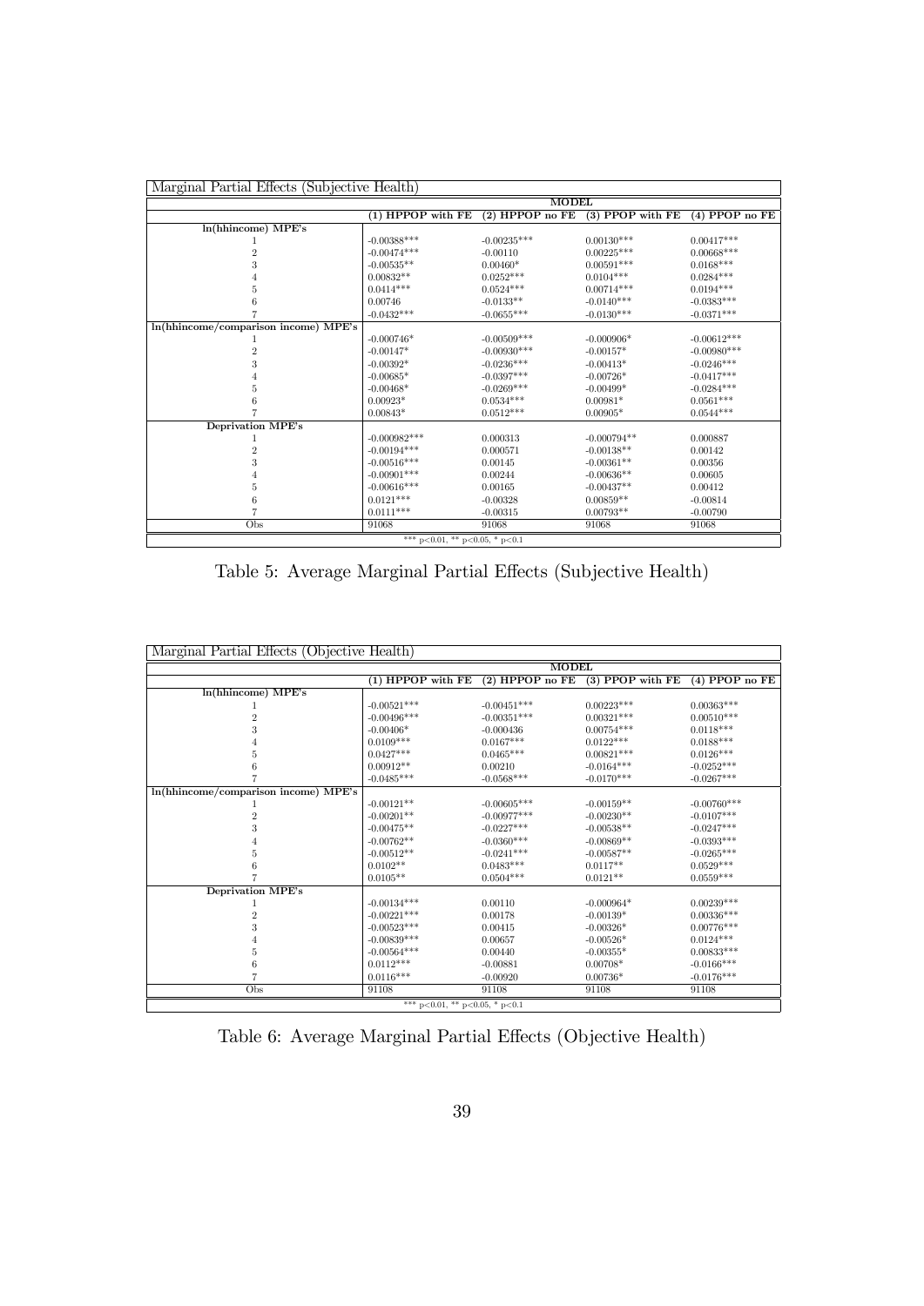| Marginal Partial Effects (Subjective Health) | | | | |
|---|---|---|---|---|
| | MODEL | | | |
| | (1) HPPOP with FE | (2) HPPOP no FE | (3) PPOP with FE | (4) PPOP no FE |
| ln(hhincome) MPE's | | | | |
| 1 | -0.00388*** | -0.00235*** | 0.00130*** | 0.00417*** |
| 2 | -0.00474*** | -0.00110 | 0.00225*** | 0.00668*** |
| 3 | -0.00535** | 0.00460* | 0.00591*** | 0.0168*** |
| 4 | 0.00832** | 0.0252*** | 0.0104*** | 0.0284*** |
| 5 | 0.0414*** | 0.0524*** | 0.00714*** | 0.0194*** |
| 6 | 0.00746 | -0.0133** | -0.0140*** | -0.0383*** |
| 7 | -0.0432*** | -0.0655*** | -0.0130*** | -0.0371*** |
| ln(hhincome/comparison income) MPE's | | | | |
| 1 | -0.000746* | -0.00509*** | -0.000906* | -0.00612*** |
| 2 | -0.00147* | -0.00930*** | -0.00157* | -0.00980*** |
| 3 | -0.00392* | -0.0236*** | -0.00413* | -0.0246*** |
| 4 | -0.00685* | -0.0397*** | -0.00726* | -0.0417*** |
| 5 | -0.00468* | -0.0269*** | -0.00499* | -0.0284*** |
| 6 | 0.00923* | 0.0534*** | 0.00981* | 0.0561*** |
| 7 | 0.00843* | 0.0512*** | 0.00905* | 0.0544*** |
| Deprivation MPE's | | | | |
| 1 | -0.000982*** | 0.000313 | -0.000794** | 0.000887 |
| 2 | -0.00194*** | 0.000571 | -0.00138** | 0.00142 |
| 3 | -0.00516*** | 0.00145 | -0.00361** | 0.00356 |
| 4 | -0.00901*** | 0.00244 | -0.00636** | 0.00605 |
| 5 | -0.00616*** | 0.00165 | -0.00437** | 0.00412 |
| 6 | 0.0121*** | -0.00328 | 0.00859** | -0.00814 |
| 7 | 0.0111*** | -0.00315 | 0.00793** | -0.00790 |
| Obs | 91068 | 91068 | 91068 | 91068 |
| *** p<0.01, ** p<0.05, * p<0.1 | | | | |

Table 5: Average Marginal Partial Effects (Subjective Health)

| Marginal Partial Effects (Objective Health) | | | | |
|---|---|---|---|---|
| | MODEL | | | |
| | (1) HPPOP with FE | (2) HPPOP no FE | (3) PPOP with FE | (4) PPOP no FE |
| ln(hhincome) MPE's | | | | |
| 1 | -0.00521*** | -0.00451*** | 0.00223*** | 0.00363*** |
| 2 | -0.00496*** | -0.00351*** | 0.00321*** | 0.00510*** |
| 3 | -0.00406* | -0.000436 | 0.00754*** | 0.0118*** |
| 4 | 0.0109*** | 0.0167*** | 0.0122*** | 0.0188*** |
| 5 | 0.0427*** | 0.0465*** | 0.00821*** | 0.0126*** |
| 6 | 0.00912** | 0.00210 | -0.0164*** | -0.0252*** |
| 7 | -0.0485*** | -0.0568*** | -0.0170*** | -0.0267*** |
| ln(hhincome/comparison income) MPE's | | | | |
| 1 | -0.00121** | -0.00605*** | -0.00159** | -0.00760*** |
| 2 | -0.00201** | -0.00977*** | -0.00230** | -0.0107*** |
| 3 | -0.00475** | -0.0227*** | -0.00538** | -0.0247*** |
| 4 | -0.00762** | -0.0360*** | -0.00869** | -0.0393*** |
| 5 | -0.00512** | -0.0241*** | -0.00587** | -0.0265*** |
| 6 | 0.0102** | 0.0483*** | 0.0117** | 0.0529*** |
| 7 | 0.0105** | 0.0504*** | 0.0121** | 0.0559*** |
| Deprivation MPE's | | | | |
| 1 | -0.00134*** | 0.00110 | -0.000964* | 0.00239*** |
| 2 | -0.00221*** | 0.00178 | -0.00139* | 0.00336*** |
| 3 | -0.00523*** | 0.00415 | -0.00326* | 0.00776*** |
| 4 | -0.00839*** | 0.00657 | -0.00526* | 0.0124*** |
| 5 | -0.00564*** | 0.00440 | -0.00355* | 0.00833*** |
| 6 | 0.0112*** | -0.00881 | 0.00708* | -0.0166*** |
| 7 | 0.0116*** | -0.00920 | 0.00736* | -0.0176*** |
| Obs | 91108 | 91108 | 91108 | 91108 |
| *** p<0.01, ** p<0.05, * p<0.1 | | | | |

Table 6: Average Marginal Partial Effects (Objective Health)